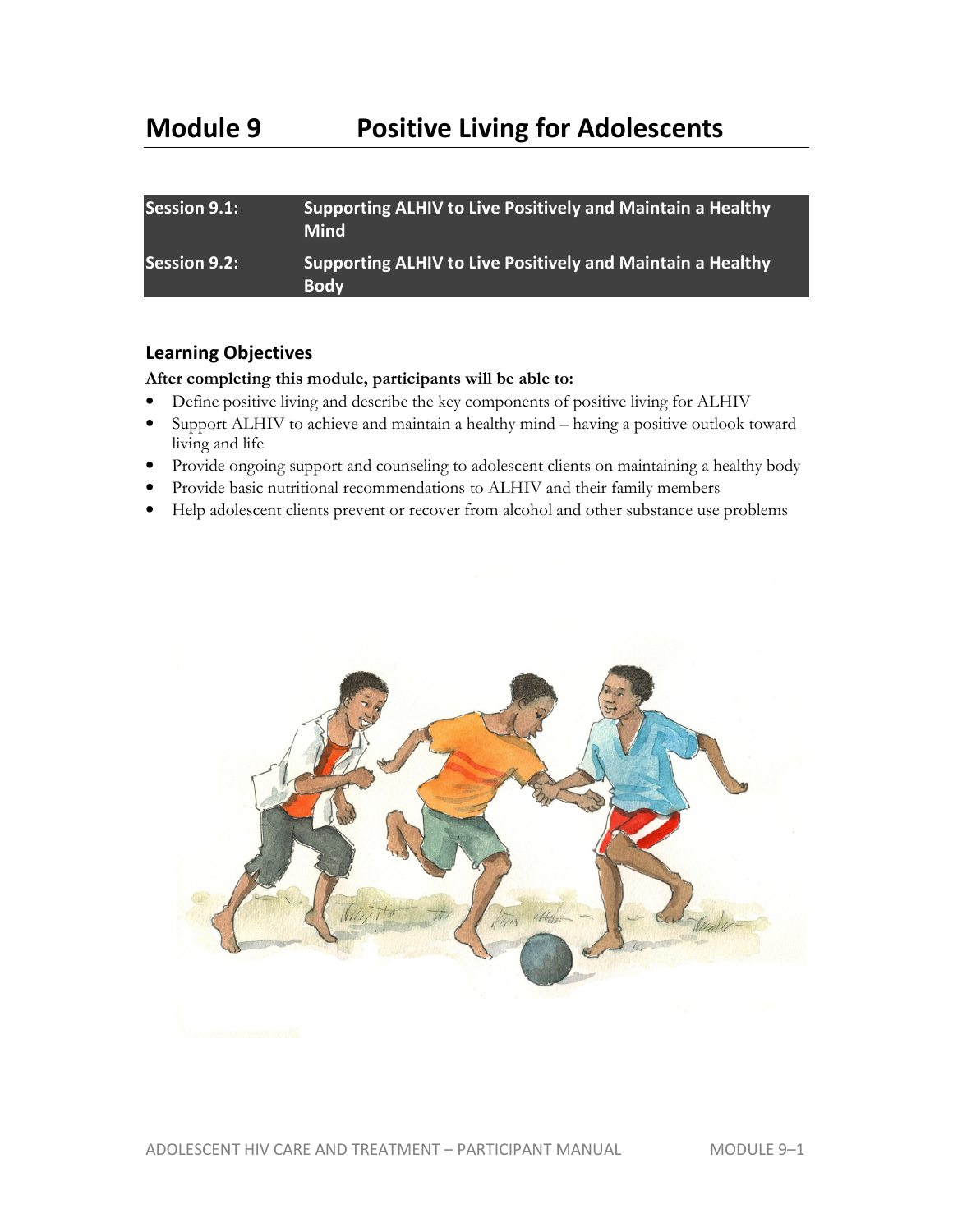# Module 9 Positive Living for Adolescents

| | |
|---|---|
| **Session 9.1:** | **Supporting ALHIV to Live Positively and Maintain a Healthy Mind** |
| **Session 9.2:** | **Supporting ALHIV to Live Positively and Maintain a Healthy Body** |

## Learning Objectives

**After completing this module, participants will be able to:**

- Define positive living and describe the key components of positive living for ALHIV
- Support ALHIV to achieve and maintain a healthy mind – having a positive outlook toward living and life
- Provide ongoing support and counseling to adolescent clients on maintaining a healthy body
- Provide basic nutritional recommendations to ALHIV and their family members
- Help adolescent clients prevent or recover from alcohol and other substance use problems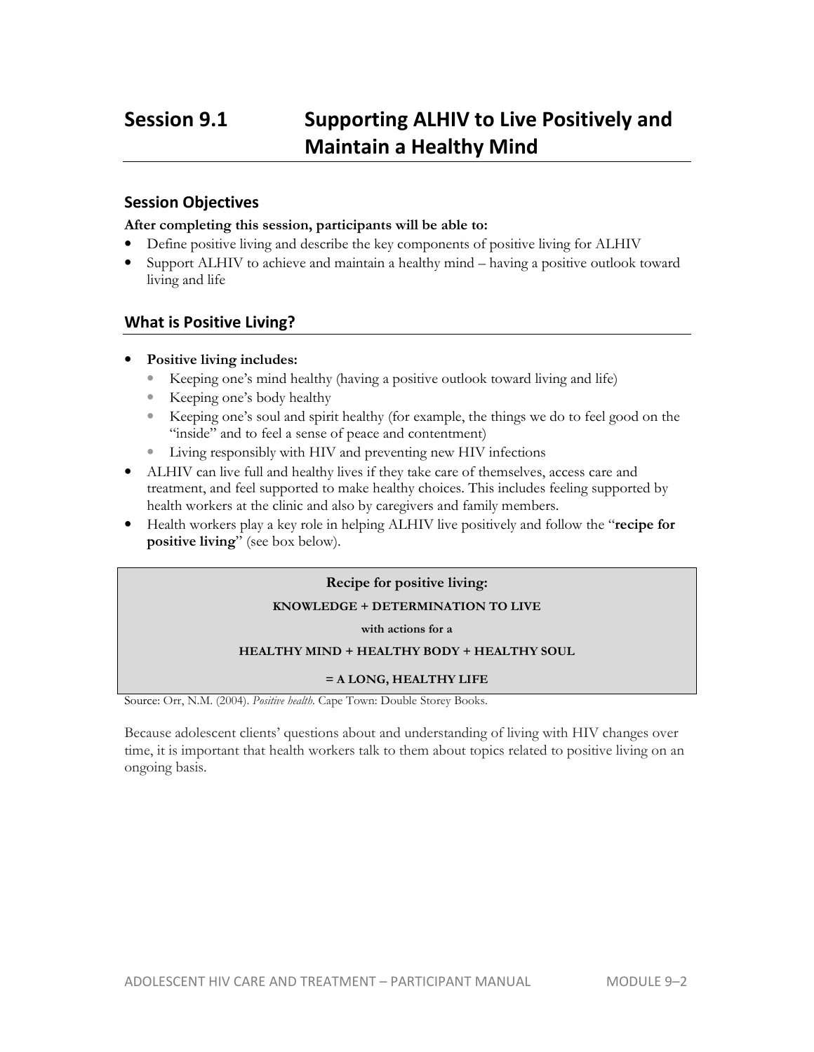# Session 9.1 Supporting ALHIV to Live Positively and Maintain a Healthy Mind

## Session Objectives

**After completing this session, participants will be able to:**

- Define positive living and describe the key components of positive living for ALHIV
- Support ALHIV to achieve and maintain a healthy mind – having a positive outlook toward living and life

## What is Positive Living?

- **Positive living includes:**
  - Keeping one's mind healthy (having a positive outlook toward living and life)
  - Keeping one's body healthy
  - Keeping one's soul and spirit healthy (for example, the things we do to feel good on the "inside" and to feel a sense of peace and contentment)
  - Living responsibly with HIV and preventing new HIV infections
- ALHIV can live full and healthy lives if they take care of themselves, access care and treatment, and feel supported to make healthy choices. This includes feeling supported by health workers at the clinic and also by caregivers and family members.
- Health workers play a key role in helping ALHIV live positively and follow the "**recipe for positive living**" (see box below).

> **Recipe for positive living:**
>
> **KNOWLEDGE + DETERMINATION TO LIVE**
>
> **with actions for a**
>
> **HEALTHY MIND + HEALTHY BODY + HEALTHY SOUL**
>
> **= A LONG, HEALTHY LIFE**

Source: Orr, N.M. (2004). *Positive health*. Cape Town: Double Storey Books.

Because adolescent clients' questions about and understanding of living with HIV changes over time, it is important that health workers talk to them about topics related to positive living on an ongoing basis.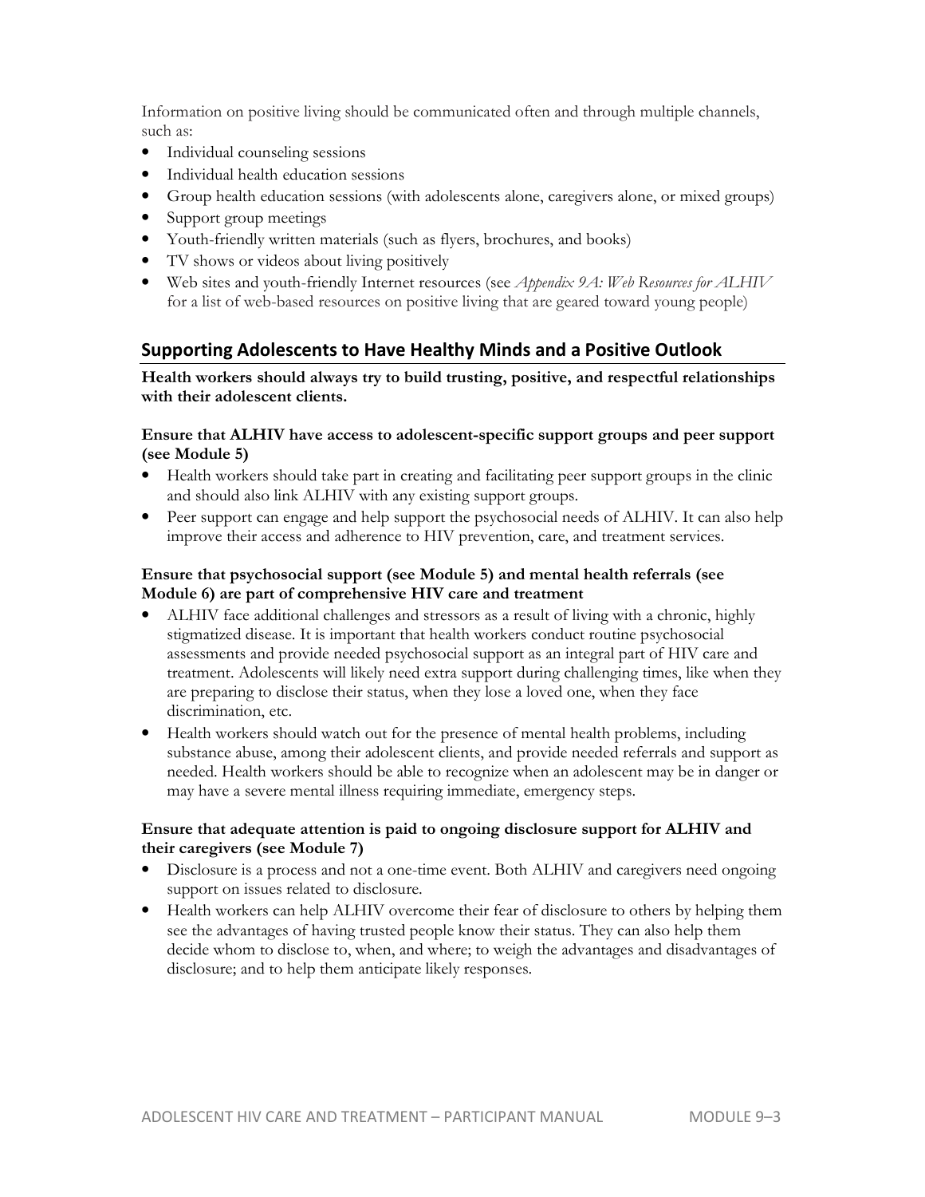Information on positive living should be communicated often and through multiple channels, such as:

- Individual counseling sessions
- Individual health education sessions
- Group health education sessions (with adolescents alone, caregivers alone, or mixed groups)
- Support group meetings
- Youth-friendly written materials (such as flyers, brochures, and books)
- TV shows or videos about living positively
- Web sites and youth-friendly Internet resources (see *Appendix 9A: Web Resources for ALHIV* for a list of web-based resources on positive living that are geared toward young people)

## Supporting Adolescents to Have Healthy Minds and a Positive Outlook

**Health workers should always try to build trusting, positive, and respectful relationships with their adolescent clients.**

**Ensure that ALHIV have access to adolescent-specific support groups and peer support (see Module 5)**

- Health workers should take part in creating and facilitating peer support groups in the clinic and should also link ALHIV with any existing support groups.
- Peer support can engage and help support the psychosocial needs of ALHIV. It can also help improve their access and adherence to HIV prevention, care, and treatment services.

**Ensure that psychosocial support (see Module 5) and mental health referrals (see Module 6) are part of comprehensive HIV care and treatment**

- ALHIV face additional challenges and stressors as a result of living with a chronic, highly stigmatized disease. It is important that health workers conduct routine psychosocial assessments and provide needed psychosocial support as an integral part of HIV care and treatment. Adolescents will likely need extra support during challenging times, like when they are preparing to disclose their status, when they lose a loved one, when they face discrimination, etc.
- Health workers should watch out for the presence of mental health problems, including substance abuse, among their adolescent clients, and provide needed referrals and support as needed. Health workers should be able to recognize when an adolescent may be in danger or may have a severe mental illness requiring immediate, emergency steps.

**Ensure that adequate attention is paid to ongoing disclosure support for ALHIV and their caregivers (see Module 7)**

- Disclosure is a process and not a one-time event. Both ALHIV and caregivers need ongoing support on issues related to disclosure.
- Health workers can help ALHIV overcome their fear of disclosure to others by helping them see the advantages of having trusted people know their status. They can also help them decide whom to disclose to, when, and where; to weigh the advantages and disadvantages of disclosure; and to help them anticipate likely responses.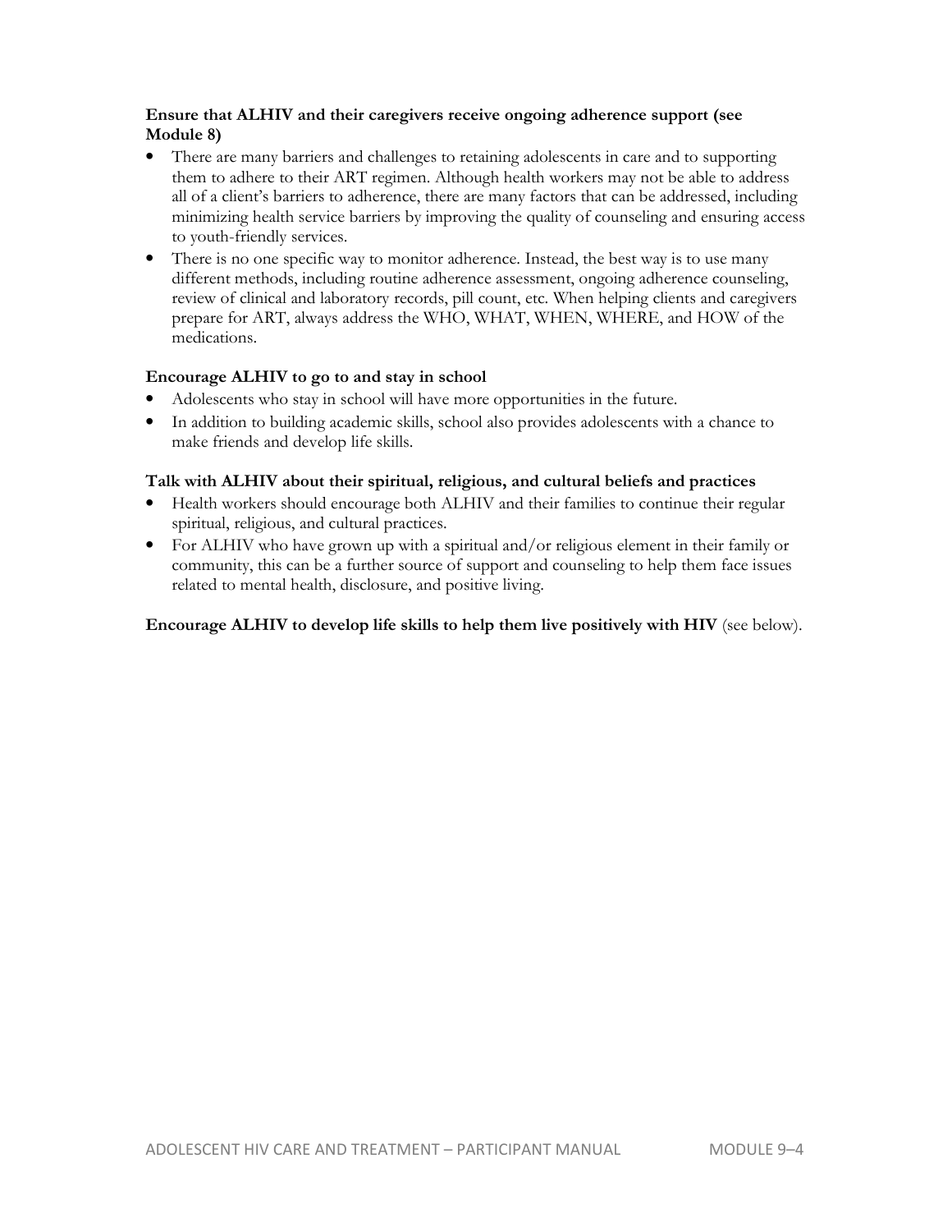**Ensure that ALHIV and their caregivers receive ongoing adherence support (see Module 8)**

- There are many barriers and challenges to retaining adolescents in care and to supporting them to adhere to their ART regimen. Although health workers may not be able to address all of a client's barriers to adherence, there are many factors that can be addressed, including minimizing health service barriers by improving the quality of counseling and ensuring access to youth-friendly services.
- There is no one specific way to monitor adherence. Instead, the best way is to use many different methods, including routine adherence assessment, ongoing adherence counseling, review of clinical and laboratory records, pill count, etc. When helping clients and caregivers prepare for ART, always address the WHO, WHAT, WHEN, WHERE, and HOW of the medications.

**Encourage ALHIV to go to and stay in school**

- Adolescents who stay in school will have more opportunities in the future.
- In addition to building academic skills, school also provides adolescents with a chance to make friends and develop life skills.

**Talk with ALHIV about their spiritual, religious, and cultural beliefs and practices**

- Health workers should encourage both ALHIV and their families to continue their regular spiritual, religious, and cultural practices.
- For ALHIV who have grown up with a spiritual and/or religious element in their family or community, this can be a further source of support and counseling to help them face issues related to mental health, disclosure, and positive living.

**Encourage ALHIV to develop life skills to help them live positively with HIV** (see below).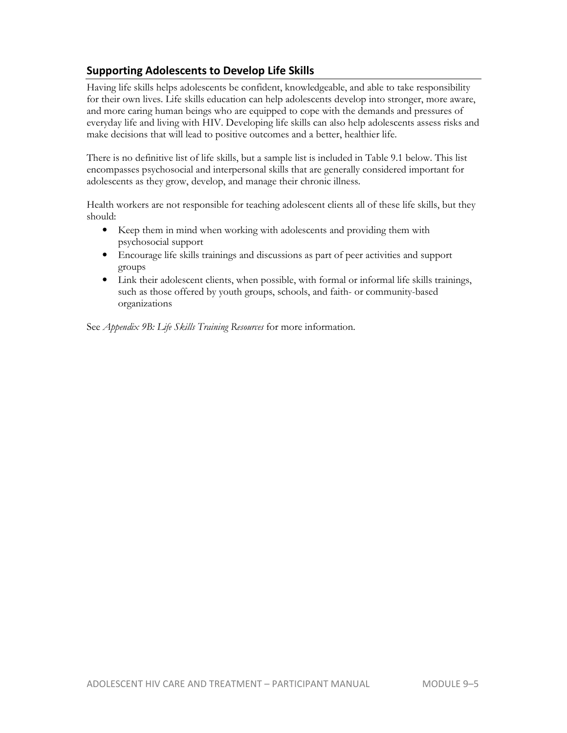## Supporting Adolescents to Develop Life Skills

Having life skills helps adolescents be confident, knowledgeable, and able to take responsibility for their own lives. Life skills education can help adolescents develop into stronger, more aware, and more caring human beings who are equipped to cope with the demands and pressures of everyday life and living with HIV. Developing life skills can also help adolescents assess risks and make decisions that will lead to positive outcomes and a better, healthier life.

There is no definitive list of life skills, but a sample list is included in Table 9.1 below. This list encompasses psychosocial and interpersonal skills that are generally considered important for adolescents as they grow, develop, and manage their chronic illness.

Health workers are not responsible for teaching adolescent clients all of these life skills, but they should:

- Keep them in mind when working with adolescents and providing them with psychosocial support
- Encourage life skills trainings and discussions as part of peer activities and support groups
- Link their adolescent clients, when possible, with formal or informal life skills trainings, such as those offered by youth groups, schools, and faith- or community-based organizations

See *Appendix 9B: Life Skills Training Resources* for more information.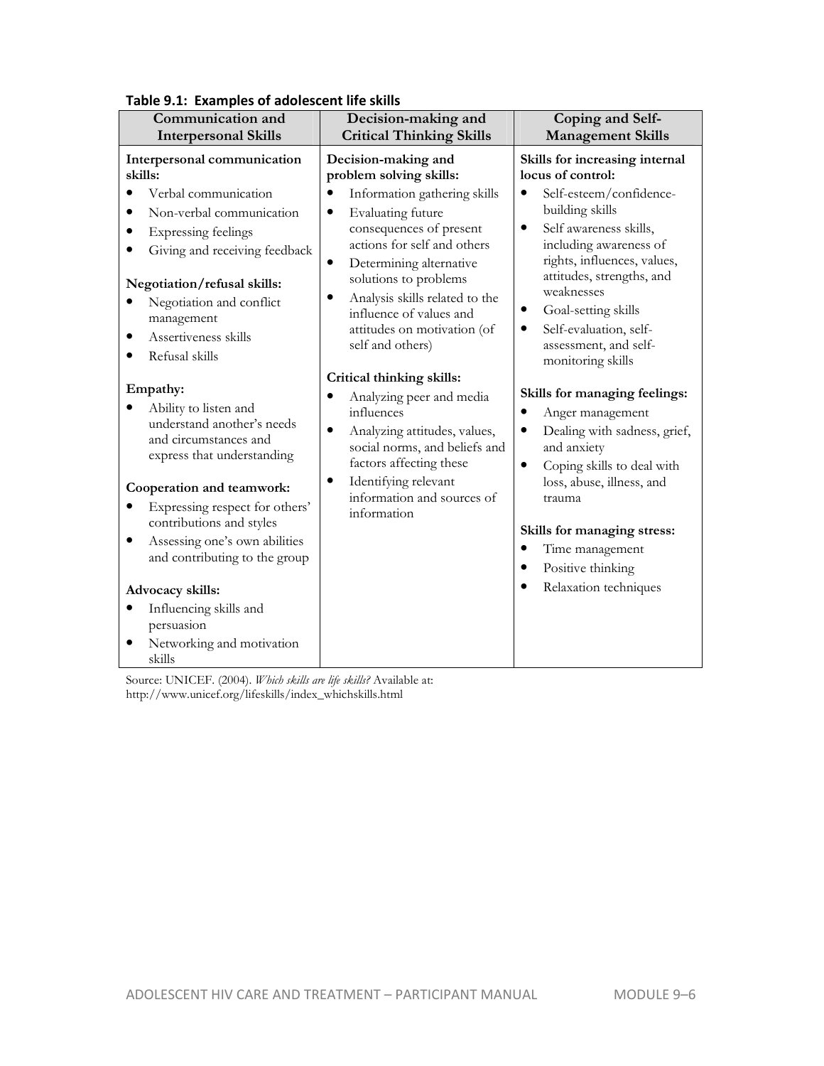**Table 9.1: Examples of adolescent life skills**

| Communication and Interpersonal Skills | Decision-making and Critical Thinking Skills | Coping and Self-Management Skills |
|---|---|---|
| **Interpersonal communication skills:**<br>• Verbal communication<br>• Non-verbal communication<br>• Expressing feelings<br>• Giving and receiving feedback<br><br>**Negotiation/refusal skills:**<br>• Negotiation and conflict management<br>• Assertiveness skills<br>• Refusal skills<br><br>**Empathy:**<br>• Ability to listen and understand another's needs and circumstances and express that understanding<br><br>**Cooperation and teamwork:**<br>• Expressing respect for others' contributions and styles<br>• Assessing one's own abilities and contributing to the group<br><br>**Advocacy skills:**<br>• Influencing skills and persuasion<br>• Networking and motivation skills | **Decision-making and problem solving skills:**<br>• Information gathering skills<br>• Evaluating future consequences of present actions for self and others<br>• Determining alternative solutions to problems<br>• Analysis skills related to the influence of values and attitudes on motivation (of self and others)<br><br>**Critical thinking skills:**<br>• Analyzing peer and media influences<br>• Analyzing attitudes, values, social norms, and beliefs and factors affecting these<br>• Identifying relevant information and sources of information | **Skills for increasing internal locus of control:**<br>• Self-esteem/confidence-building skills<br>• Self awareness skills, including awareness of rights, influences, values, attitudes, strengths, and weaknesses<br>• Goal-setting skills<br>• Self-evaluation, self-assessment, and self-monitoring skills<br><br>**Skills for managing feelings:**<br>• Anger management<br>• Dealing with sadness, grief, and anxiety<br>• Coping skills to deal with loss, abuse, illness, and trauma<br><br>**Skills for managing stress:**<br>• Time management<br>• Positive thinking<br>• Relaxation techniques |

Source: UNICEF. (2004). *Which skills are life skills?* Available at: http://www.unicef.org/lifeskills/index_whichskills.html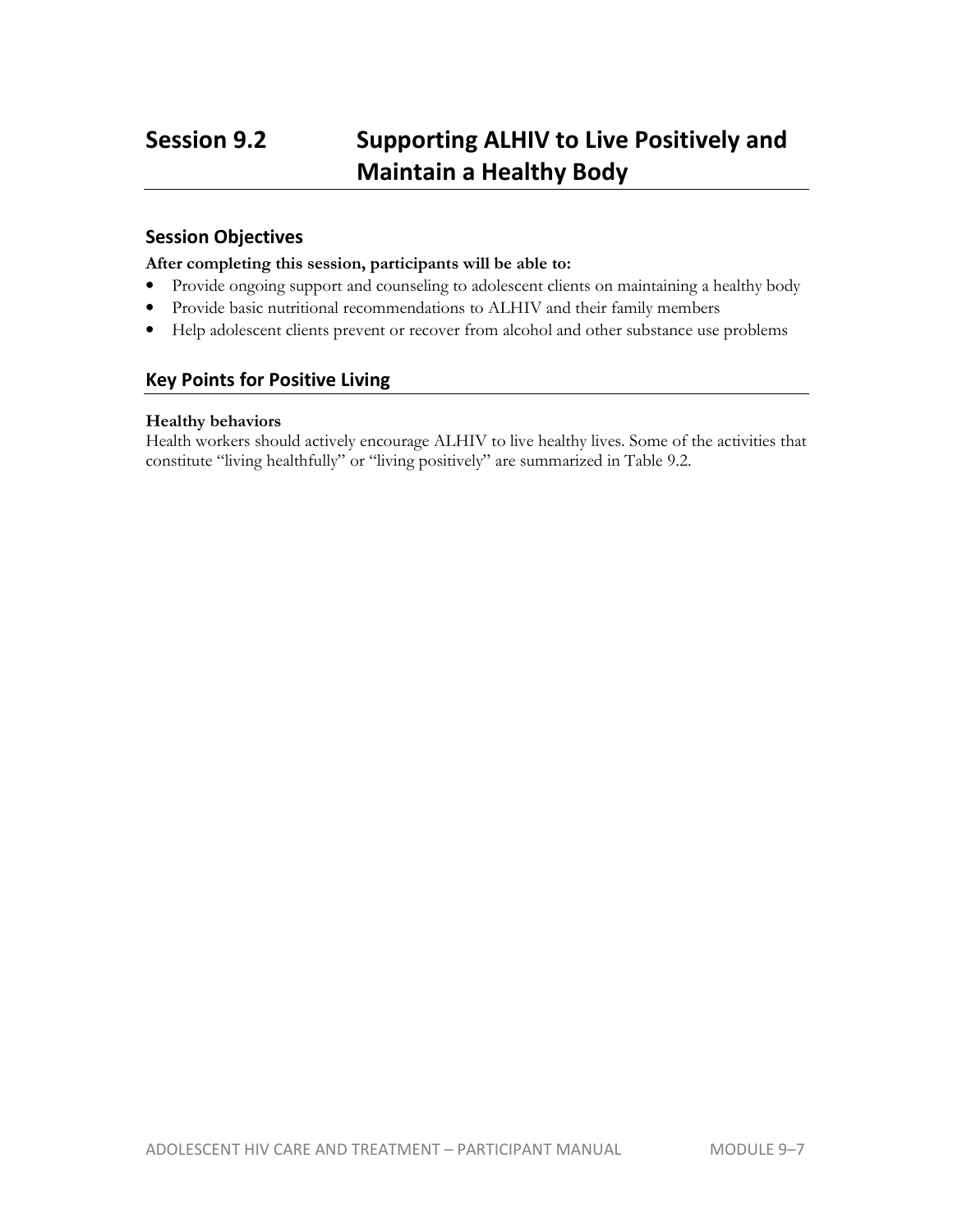# Session 9.2 Supporting ALHIV to Live Positively and Maintain a Healthy Body

## Session Objectives

**After completing this session, participants will be able to:**

- Provide ongoing support and counseling to adolescent clients on maintaining a healthy body
- Provide basic nutritional recommendations to ALHIV and their family members
- Help adolescent clients prevent or recover from alcohol and other substance use problems

## Key Points for Positive Living

**Healthy behaviors**

Health workers should actively encourage ALHIV to live healthy lives. Some of the activities that constitute "living healthfully" or "living positively" are summarized in Table 9.2.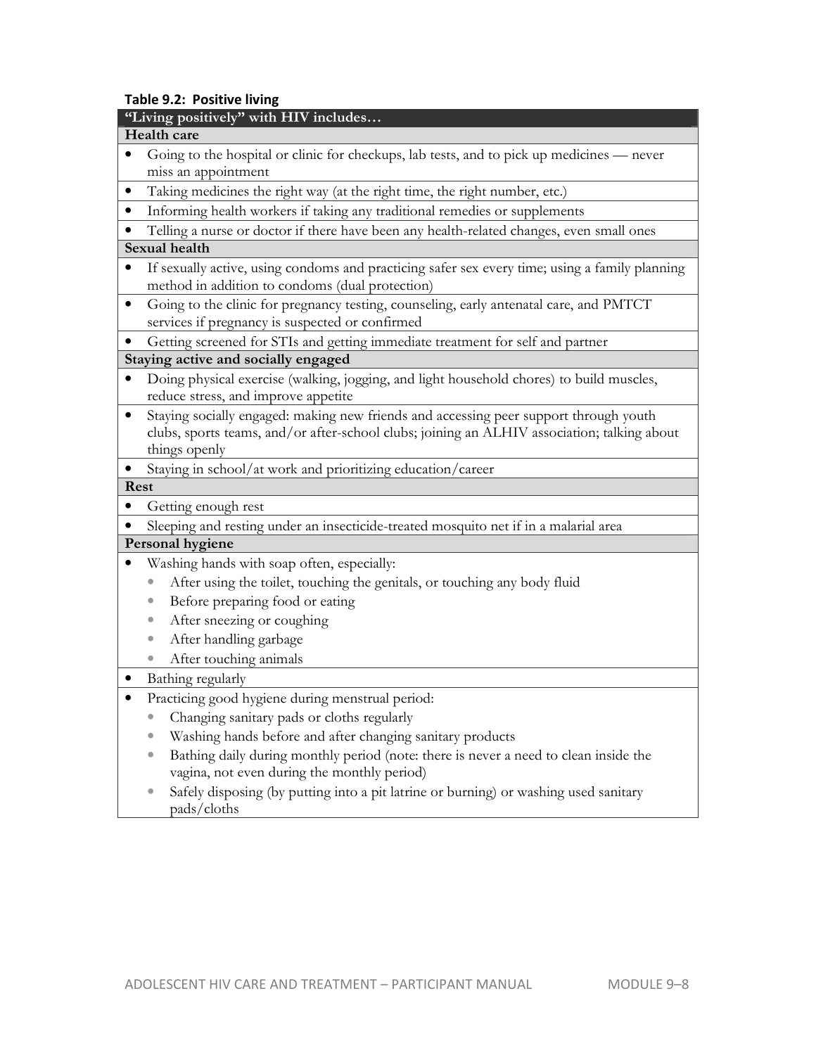**Table 9.2: Positive living**

| "Living positively" with HIV includes… |
|---|
| **Health care** |
| • Going to the hospital or clinic for checkups, lab tests, and to pick up medicines — never miss an appointment |
| • Taking medicines the right way (at the right time, the right number, etc.) |
| • Informing health workers if taking any traditional remedies or supplements |
| • Telling a nurse or doctor if there have been any health-related changes, even small ones |
| **Sexual health** |
| • If sexually active, using condoms and practicing safer sex every time; using a family planning method in addition to condoms (dual protection) |
| • Going to the clinic for pregnancy testing, counseling, early antenatal care, and PMTCT services if pregnancy is suspected or confirmed |
| • Getting screened for STIs and getting immediate treatment for self and partner |
| **Staying active and socially engaged** |
| • Doing physical exercise (walking, jogging, and light household chores) to build muscles, reduce stress, and improve appetite |
| • Staying socially engaged: making new friends and accessing peer support through youth clubs, sports teams, and/or after-school clubs; joining an ALHIV association; talking about things openly |
| • Staying in school/at work and prioritizing education/career |
| **Rest** |
| • Getting enough rest |
| • Sleeping and resting under an insecticide-treated mosquito net if in a malarial area |
| **Personal hygiene** |
| • Washing hands with soap often, especially:<br>◦ After using the toilet, touching the genitals, or touching any body fluid<br>◦ Before preparing food or eating<br>◦ After sneezing or coughing<br>◦ After handling garbage<br>◦ After touching animals |
| • Bathing regularly |
| • Practicing good hygiene during menstrual period:<br>◦ Changing sanitary pads or cloths regularly<br>◦ Washing hands before and after changing sanitary products<br>◦ Bathing daily during monthly period (note: there is never a need to clean inside the vagina, not even during the monthly period)<br>◦ Safely disposing (by putting into a pit latrine or burning) or washing used sanitary pads/cloths |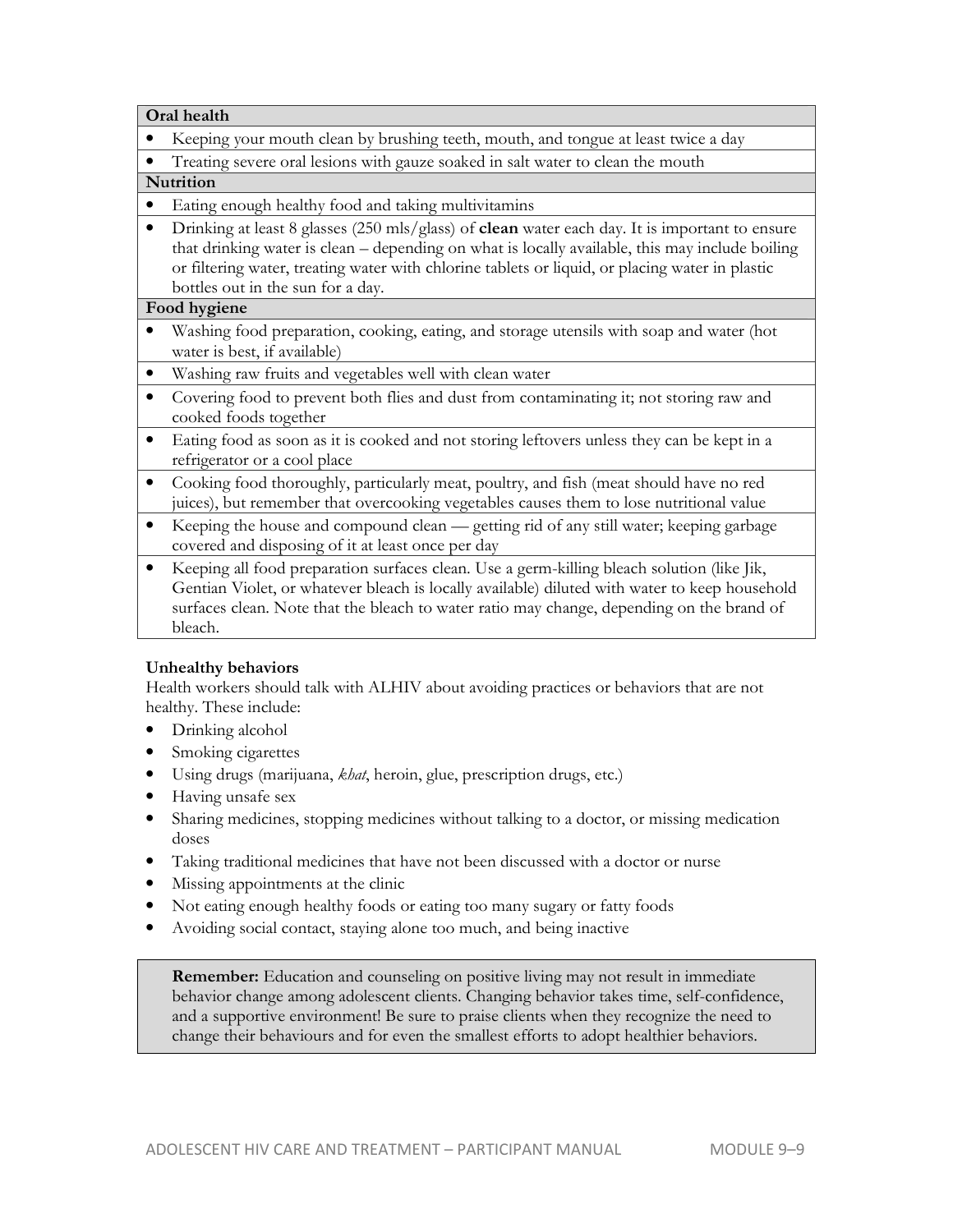| **Oral health** |
|---|
| • Keeping your mouth clean by brushing teeth, mouth, and tongue at least twice a day |
| • Treating severe oral lesions with gauze soaked in salt water to clean the mouth |
| **Nutrition** |
| • Eating enough healthy food and taking multivitamins |
| • Drinking at least 8 glasses (250 mls/glass) of **clean** water each day. It is important to ensure that drinking water is clean – depending on what is locally available, this may include boiling or filtering water, treating water with chlorine tablets or liquid, or placing water in plastic bottles out in the sun for a day. |
| **Food hygiene** |
| • Washing food preparation, cooking, eating, and storage utensils with soap and water (hot water is best, if available) |
| • Washing raw fruits and vegetables well with clean water |
| • Covering food to prevent both flies and dust from contaminating it; not storing raw and cooked foods together |
| • Eating food as soon as it is cooked and not storing leftovers unless they can be kept in a refrigerator or a cool place |
| • Cooking food thoroughly, particularly meat, poultry, and fish (meat should have no red juices), but remember that overcooking vegetables causes them to lose nutritional value |
| • Keeping the house and compound clean — getting rid of any still water; keeping garbage covered and disposing of it at least once per day |
| • Keeping all food preparation surfaces clean. Use a germ-killing bleach solution (like Jik, Gentian Violet, or whatever bleach is locally available) diluted with water to keep household surfaces clean. Note that the bleach to water ratio may change, depending on the brand of bleach. |

**Unhealthy behaviors**

Health workers should talk with ALHIV about avoiding practices or behaviors that are not healthy. These include:

- Drinking alcohol
- Smoking cigarettes
- Using drugs (marijuana, *khat*, heroin, glue, prescription drugs, etc.)
- Having unsafe sex
- Sharing medicines, stopping medicines without talking to a doctor, or missing medication doses
- Taking traditional medicines that have not been discussed with a doctor or nurse
- Missing appointments at the clinic
- Not eating enough healthy foods or eating too many sugary or fatty foods
- Avoiding social contact, staying alone too much, and being inactive

> **Remember:** Education and counseling on positive living may not result in immediate behavior change among adolescent clients. Changing behavior takes time, self-confidence, and a supportive environment! Be sure to praise clients when they recognize the need to change their behaviours and for even the smallest efforts to adopt healthier behaviors.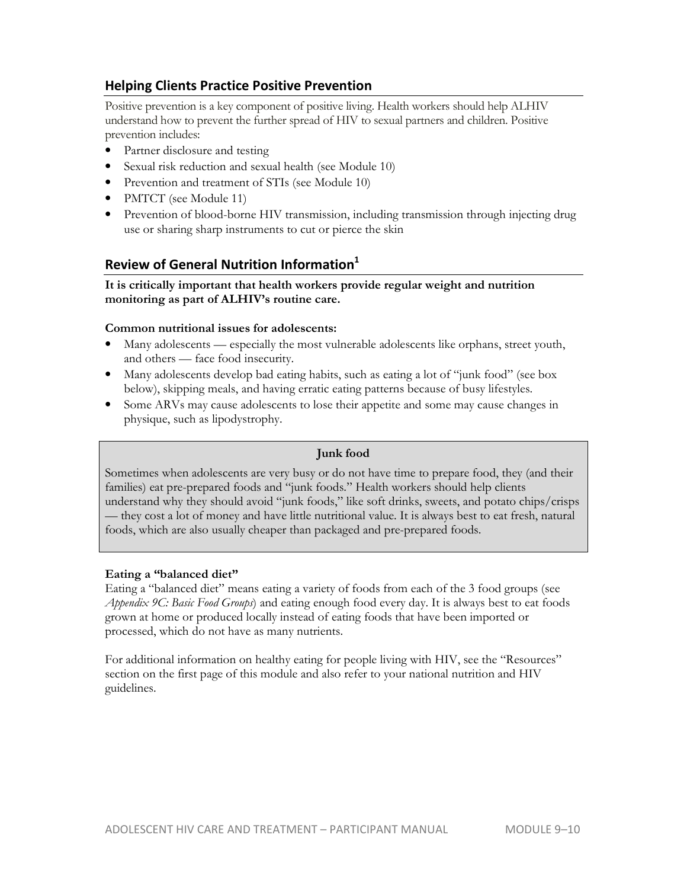## Helping Clients Practice Positive Prevention

Positive prevention is a key component of positive living. Health workers should help ALHIV understand how to prevent the further spread of HIV to sexual partners and children. Positive prevention includes:

- Partner disclosure and testing
- Sexual risk reduction and sexual health (see Module 10)
- Prevention and treatment of STIs (see Module 10)
- PMTCT (see Module 11)
- Prevention of blood-borne HIV transmission, including transmission through injecting drug use or sharing sharp instruments to cut or pierce the skin

## Review of General Nutrition Information[1]

**It is critically important that health workers provide regular weight and nutrition monitoring as part of ALHIV's routine care.**

**Common nutritional issues for adolescents:**

- Many adolescents — especially the most vulnerable adolescents like orphans, street youth, and others — face food insecurity.
- Many adolescents develop bad eating habits, such as eating a lot of "junk food" (see box below), skipping meals, and having erratic eating patterns because of busy lifestyles.
- Some ARVs may cause adolescents to lose their appetite and some may cause changes in physique, such as lipodystrophy.

> **Junk food**
>
> Sometimes when adolescents are very busy or do not have time to prepare food, they (and their families) eat pre-prepared foods and "junk foods." Health workers should help clients understand why they should avoid "junk foods," like soft drinks, sweets, and potato chips/crisps — they cost a lot of money and have little nutritional value. It is always best to eat fresh, natural foods, which are also usually cheaper than packaged and pre-prepared foods.

**Eating a "balanced diet"**

Eating a "balanced diet" means eating a variety of foods from each of the 3 food groups (see *Appendix 9C: Basic Food Groups*) and eating enough food every day. It is always best to eat foods grown at home or produced locally instead of eating foods that have been imported or processed, which do not have as many nutrients.

For additional information on healthy eating for people living with HIV, see the "Resources" section on the first page of this module and also refer to your national nutrition and HIV guidelines.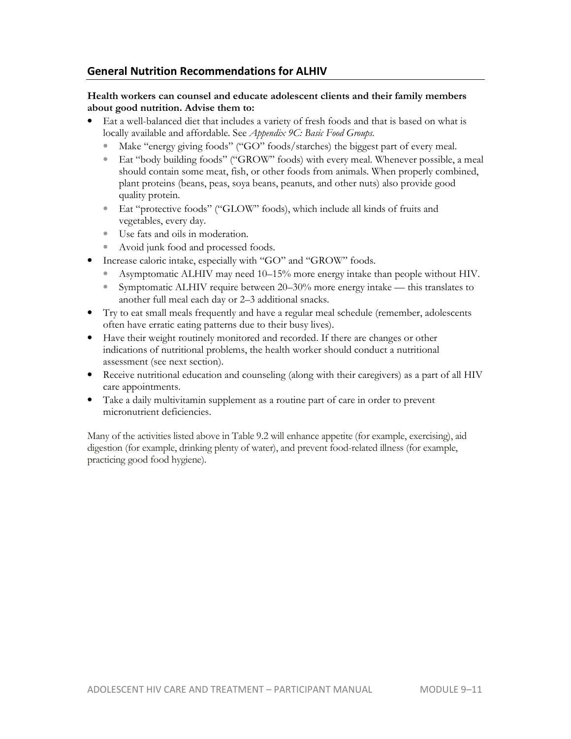## General Nutrition Recommendations for ALHIV

**Health workers can counsel and educate adolescent clients and their family members about good nutrition. Advise them to:**

- Eat a well-balanced diet that includes a variety of fresh foods and that is based on what is locally available and affordable. See *Appendix 9C: Basic Food Groups.*
  - Make "energy giving foods" ("GO" foods/starches) the biggest part of every meal.
  - Eat "body building foods" ("GROW" foods) with every meal. Whenever possible, a meal should contain some meat, fish, or other foods from animals. When properly combined, plant proteins (beans, peas, soya beans, peanuts, and other nuts) also provide good quality protein.
  - Eat "protective foods" ("GLOW" foods), which include all kinds of fruits and vegetables, every day.
  - Use fats and oils in moderation.
  - Avoid junk food and processed foods.
- Increase caloric intake, especially with "GO" and "GROW" foods.
  - Asymptomatic ALHIV may need 10–15% more energy intake than people without HIV.
  - Symptomatic ALHIV require between 20–30% more energy intake — this translates to another full meal each day or 2–3 additional snacks.
- Try to eat small meals frequently and have a regular meal schedule (remember, adolescents often have erratic eating patterns due to their busy lives).
- Have their weight routinely monitored and recorded. If there are changes or other indications of nutritional problems, the health worker should conduct a nutritional assessment (see next section).
- Receive nutritional education and counseling (along with their caregivers) as a part of all HIV care appointments.
- Take a daily multivitamin supplement as a routine part of care in order to prevent micronutrient deficiencies.

Many of the activities listed above in Table 9.2 will enhance appetite (for example, exercising), aid digestion (for example, drinking plenty of water), and prevent food-related illness (for example, practicing good food hygiene).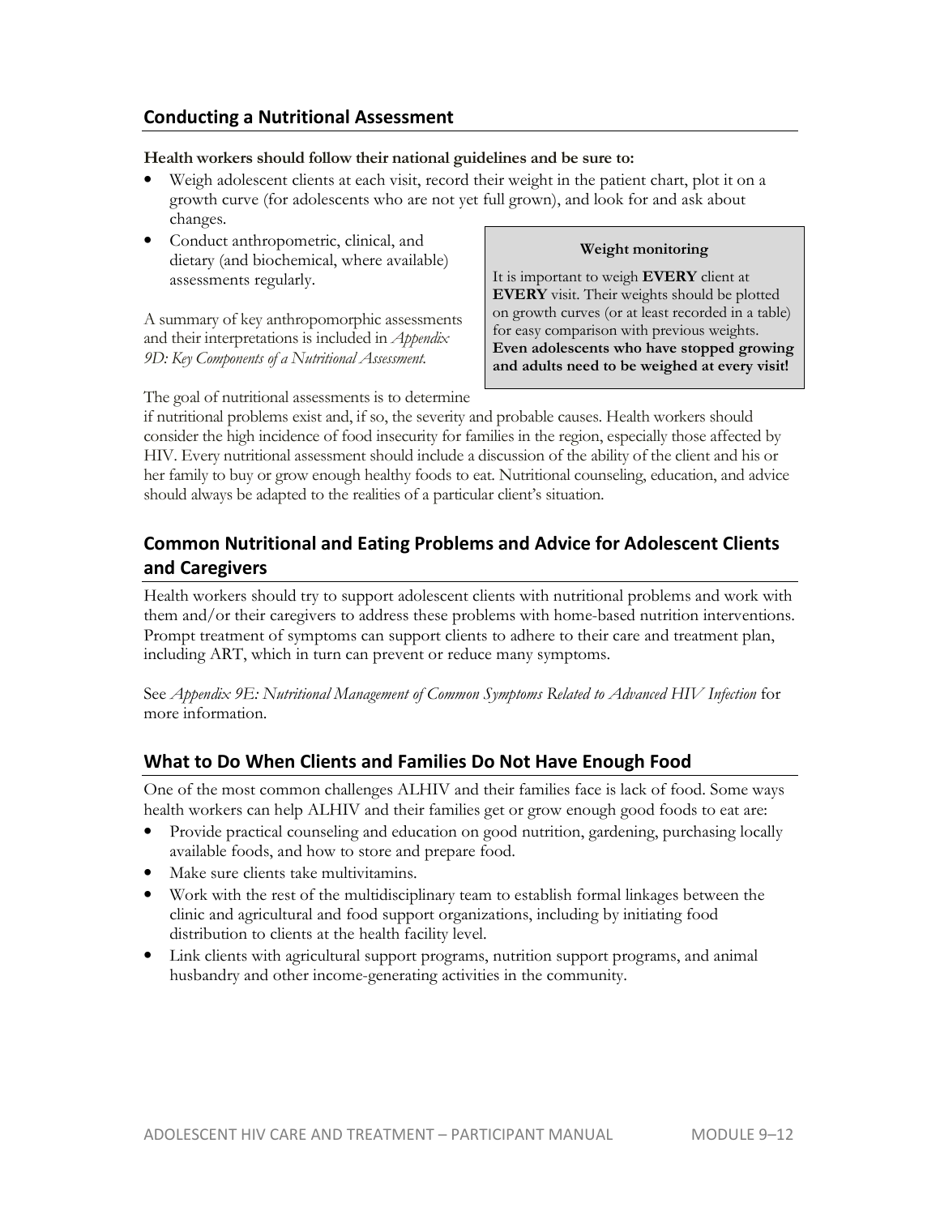## Conducting a Nutritional Assessment

**Health workers should follow their national guidelines and be sure to:**

- Weigh adolescent clients at each visit, record their weight in the patient chart, plot it on a growth curve (for adolescents who are not yet full grown), and look for and ask about changes.
- Conduct anthropometric, clinical, and dietary (and biochemical, where available) assessments regularly.

> **Weight monitoring**
>
> It is important to weigh **EVERY** client at **EVERY** visit. Their weights should be plotted on growth curves (or at least recorded in a table) for easy comparison with previous weights. **Even adolescents who have stopped growing and adults need to be weighed at every visit!**

A summary of key anthropomorphic assessments and their interpretations is included in *Appendix 9D: Key Components of a Nutritional Assessment.*

The goal of nutritional assessments is to determine if nutritional problems exist and, if so, the severity and probable causes. Health workers should consider the high incidence of food insecurity for families in the region, especially those affected by HIV. Every nutritional assessment should include a discussion of the ability of the client and his or her family to buy or grow enough healthy foods to eat. Nutritional counseling, education, and advice should always be adapted to the realities of a particular client's situation.

## Common Nutritional and Eating Problems and Advice for Adolescent Clients and Caregivers

Health workers should try to support adolescent clients with nutritional problems and work with them and/or their caregivers to address these problems with home-based nutrition interventions. Prompt treatment of symptoms can support clients to adhere to their care and treatment plan, including ART, which in turn can prevent or reduce many symptoms.

See *Appendix 9E: Nutritional Management of Common Symptoms Related to Advanced HIV Infection* for more information.

## What to Do When Clients and Families Do Not Have Enough Food

One of the most common challenges ALHIV and their families face is lack of food. Some ways health workers can help ALHIV and their families get or grow enough good foods to eat are:

- Provide practical counseling and education on good nutrition, gardening, purchasing locally available foods, and how to store and prepare food.
- Make sure clients take multivitamins.
- Work with the rest of the multidisciplinary team to establish formal linkages between the clinic and agricultural and food support organizations, including by initiating food distribution to clients at the health facility level.
- Link clients with agricultural support programs, nutrition support programs, and animal husbandry and other income-generating activities in the community.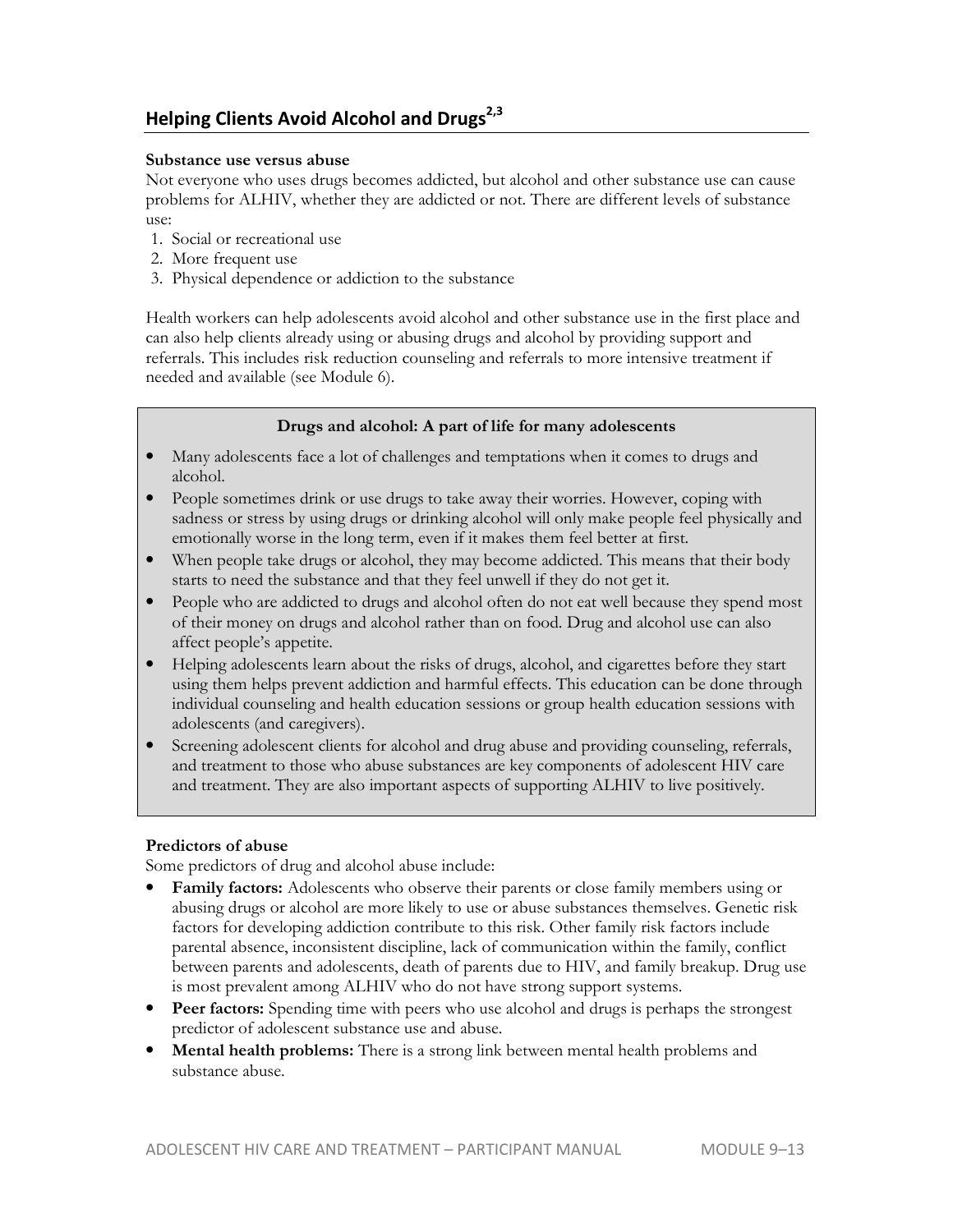## Helping Clients Avoid Alcohol and Drugs[2,3]

**Substance use versus abuse**

Not everyone who uses drugs becomes addicted, but alcohol and other substance use can cause problems for ALHIV, whether they are addicted or not. There are different levels of substance use:

1. Social or recreational use
2. More frequent use
3. Physical dependence or addiction to the substance

Health workers can help adolescents avoid alcohol and other substance use in the first place and can also help clients already using or abusing drugs and alcohol by providing support and referrals. This includes risk reduction counseling and referrals to more intensive treatment if needed and available (see Module 6).

> **Drugs and alcohol: A part of life for many adolescents**
>
> - Many adolescents face a lot of challenges and temptations when it comes to drugs and alcohol.
> - People sometimes drink or use drugs to take away their worries. However, coping with sadness or stress by using drugs or drinking alcohol will only make people feel physically and emotionally worse in the long term, even if it makes them feel better at first.
> - When people take drugs or alcohol, they may become addicted. This means that their body starts to need the substance and that they feel unwell if they do not get it.
> - People who are addicted to drugs and alcohol often do not eat well because they spend most of their money on drugs and alcohol rather than on food. Drug and alcohol use can also affect people's appetite.
> - Helping adolescents learn about the risks of drugs, alcohol, and cigarettes before they start using them helps prevent addiction and harmful effects. This education can be done through individual counseling and health education sessions or group health education sessions with adolescents (and caregivers).
> - Screening adolescent clients for alcohol and drug abuse and providing counseling, referrals, and treatment to those who abuse substances are key components of adolescent HIV care and treatment. They are also important aspects of supporting ALHIV to live positively.

**Predictors of abuse**

Some predictors of drug and alcohol abuse include:

- **Family factors:** Adolescents who observe their parents or close family members using or abusing drugs or alcohol are more likely to use or abuse substances themselves. Genetic risk factors for developing addiction contribute to this risk. Other family risk factors include parental absence, inconsistent discipline, lack of communication within the family, conflict between parents and adolescents, death of parents due to HIV, and family breakup. Drug use is most prevalent among ALHIV who do not have strong support systems.
- **Peer factors:** Spending time with peers who use alcohol and drugs is perhaps the strongest predictor of adolescent substance use and abuse.
- **Mental health problems:** There is a strong link between mental health problems and substance abuse.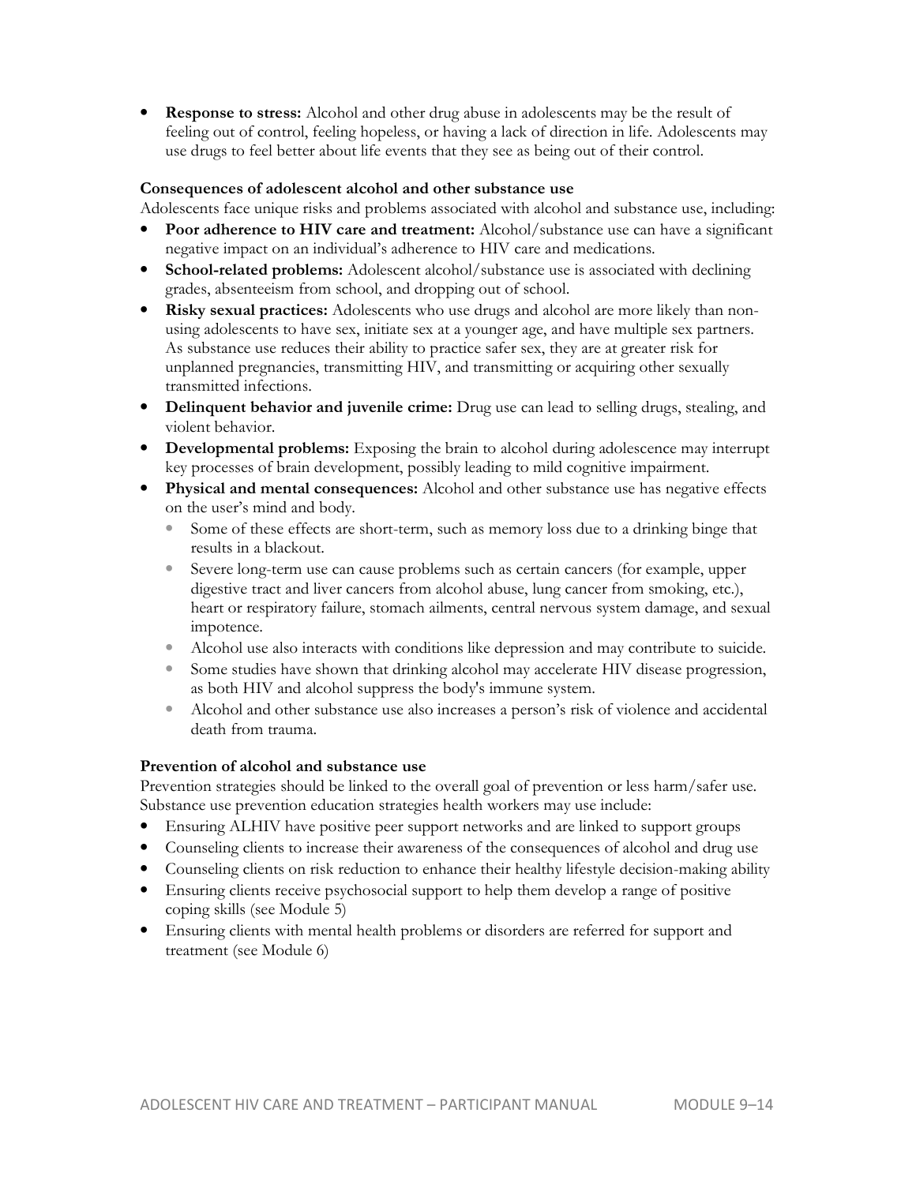- **Response to stress:** Alcohol and other drug abuse in adolescents may be the result of feeling out of control, feeling hopeless, or having a lack of direction in life. Adolescents may use drugs to feel better about life events that they see as being out of their control.

**Consequences of adolescent alcohol and other substance use**

Adolescents face unique risks and problems associated with alcohol and substance use, including:

- **Poor adherence to HIV care and treatment:** Alcohol/substance use can have a significant negative impact on an individual's adherence to HIV care and medications.
- **School-related problems:** Adolescent alcohol/substance use is associated with declining grades, absenteeism from school, and dropping out of school.
- **Risky sexual practices:** Adolescents who use drugs and alcohol are more likely than non-using adolescents to have sex, initiate sex at a younger age, and have multiple sex partners. As substance use reduces their ability to practice safer sex, they are at greater risk for unplanned pregnancies, transmitting HIV, and transmitting or acquiring other sexually transmitted infections.
- **Delinquent behavior and juvenile crime:** Drug use can lead to selling drugs, stealing, and violent behavior.
- **Developmental problems:** Exposing the brain to alcohol during adolescence may interrupt key processes of brain development, possibly leading to mild cognitive impairment.
- **Physical and mental consequences:** Alcohol and other substance use has negative effects on the user's mind and body.
  - Some of these effects are short-term, such as memory loss due to a drinking binge that results in a blackout.
  - Severe long-term use can cause problems such as certain cancers (for example, upper digestive tract and liver cancers from alcohol abuse, lung cancer from smoking, etc.), heart or respiratory failure, stomach ailments, central nervous system damage, and sexual impotence.
  - Alcohol use also interacts with conditions like depression and may contribute to suicide.
  - Some studies have shown that drinking alcohol may accelerate HIV disease progression, as both HIV and alcohol suppress the body's immune system.
  - Alcohol and other substance use also increases a person's risk of violence and accidental death from trauma.

**Prevention of alcohol and substance use**

Prevention strategies should be linked to the overall goal of prevention or less harm/safer use. Substance use prevention education strategies health workers may use include:

- Ensuring ALHIV have positive peer support networks and are linked to support groups
- Counseling clients to increase their awareness of the consequences of alcohol and drug use
- Counseling clients on risk reduction to enhance their healthy lifestyle decision-making ability
- Ensuring clients receive psychosocial support to help them develop a range of positive coping skills (see Module 5)
- Ensuring clients with mental health problems or disorders are referred for support and treatment (see Module 6)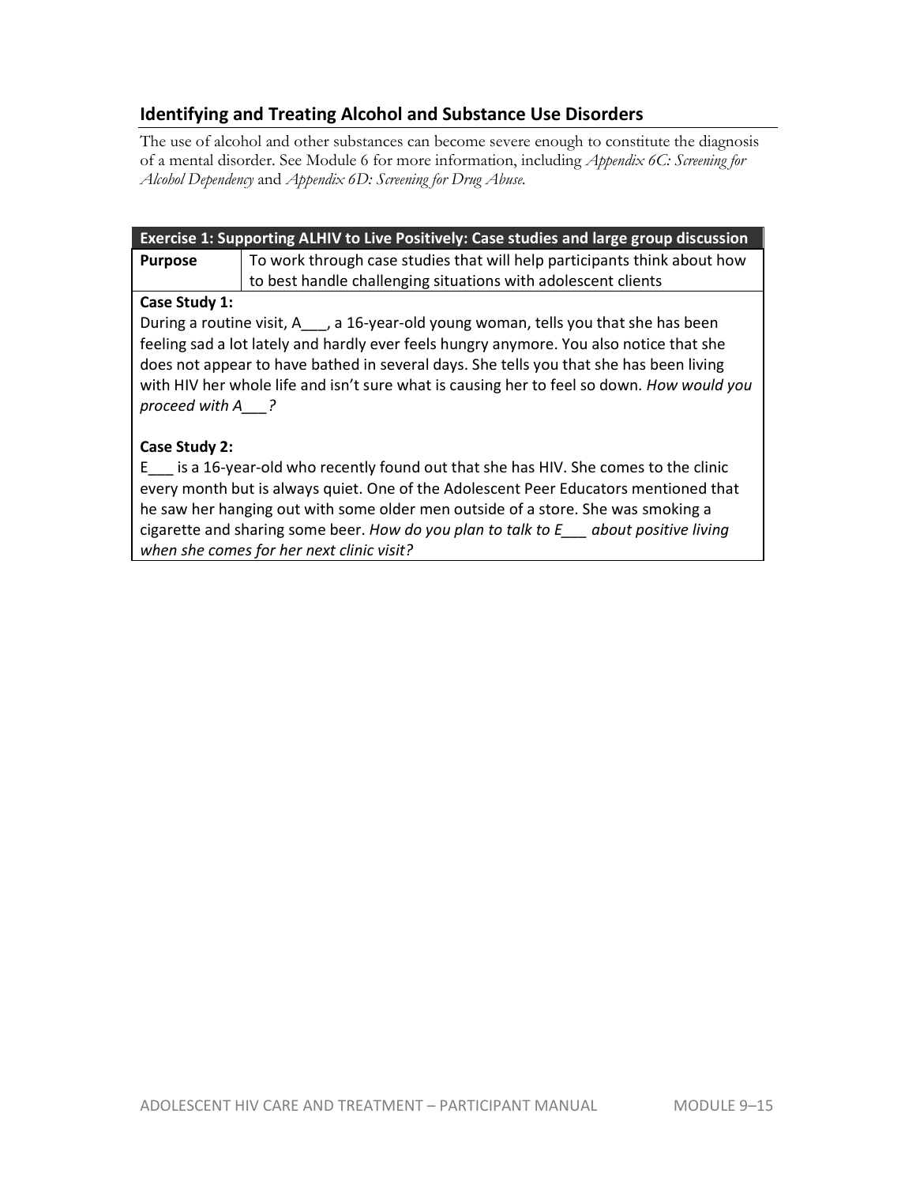## Identifying and Treating Alcohol and Substance Use Disorders

The use of alcohol and other substances can become severe enough to constitute the diagnosis of a mental disorder. See Module 6 for more information, including *Appendix 6C: Screening for Alcohol Dependency* and *Appendix 6D: Screening for Drug Abuse.*

| Exercise 1: Supporting ALHIV to Live Positively: Case studies and large group discussion | |
|---|---|
| **Purpose** | To work through case studies that will help participants think about how to best handle challenging situations with adolescent clients |

**Case Study 1:**

During a routine visit, A___, a 16-year-old young woman, tells you that she has been feeling sad a lot lately and hardly ever feels hungry anymore. You also notice that she does not appear to have bathed in several days. She tells you that she has been living with HIV her whole life and isn't sure what is causing her to feel so down. *How would you proceed with A___?*

**Case Study 2:**

E___ is a 16-year-old who recently found out that she has HIV. She comes to the clinic every month but is always quiet. One of the Adolescent Peer Educators mentioned that he saw her hanging out with some older men outside of a store. She was smoking a cigarette and sharing some beer. *How do you plan to talk to E___ about positive living when she comes for her next clinic visit?*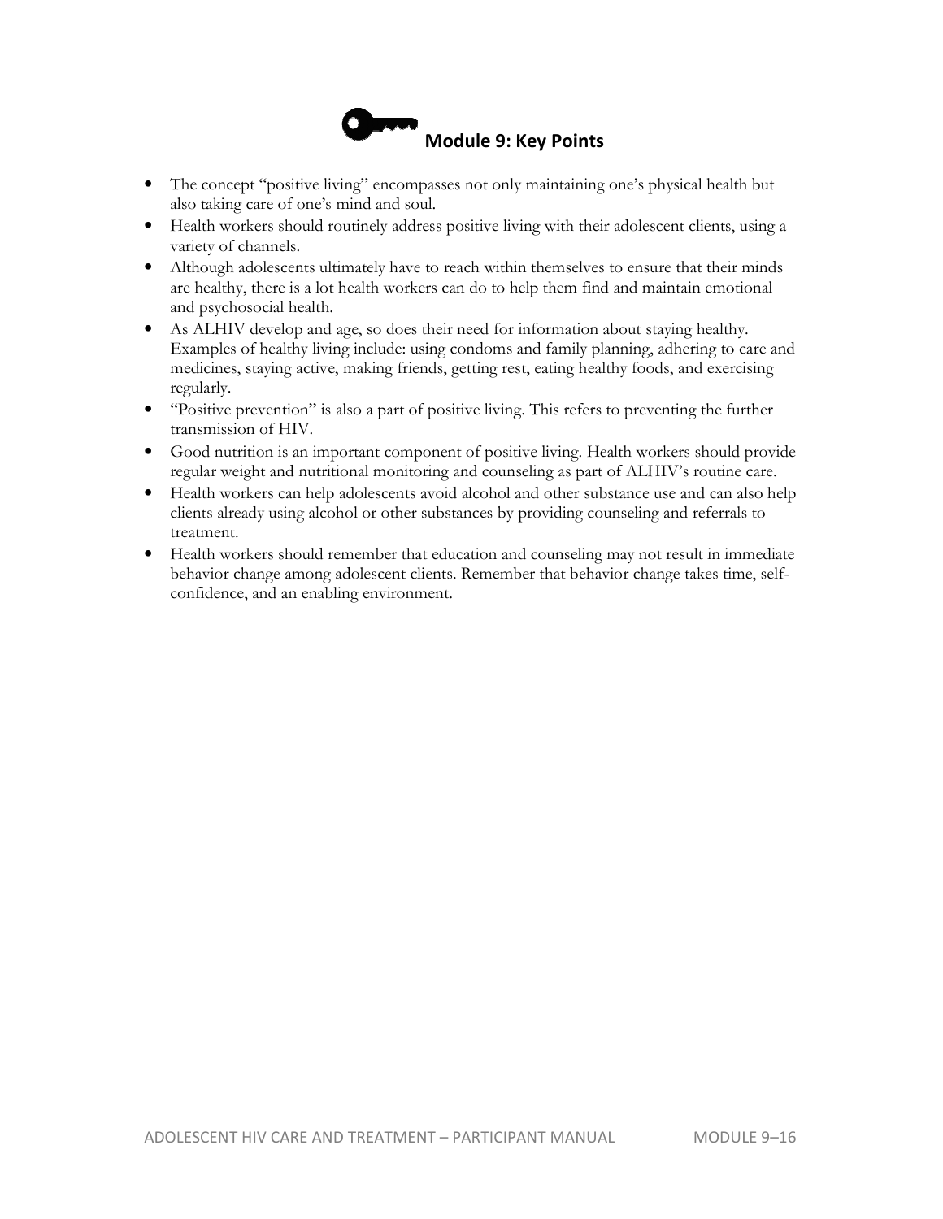## Module 9: Key Points

- The concept "positive living" encompasses not only maintaining one's physical health but also taking care of one's mind and soul.
- Health workers should routinely address positive living with their adolescent clients, using a variety of channels.
- Although adolescents ultimately have to reach within themselves to ensure that their minds are healthy, there is a lot health workers can do to help them find and maintain emotional and psychosocial health.
- As ALHIV develop and age, so does their need for information about staying healthy. Examples of healthy living include: using condoms and family planning, adhering to care and medicines, staying active, making friends, getting rest, eating healthy foods, and exercising regularly.
- "Positive prevention" is also a part of positive living. This refers to preventing the further transmission of HIV.
- Good nutrition is an important component of positive living. Health workers should provide regular weight and nutritional monitoring and counseling as part of ALHIV's routine care.
- Health workers can help adolescents avoid alcohol and other substance use and can also help clients already using alcohol or other substances by providing counseling and referrals to treatment.
- Health workers should remember that education and counseling may not result in immediate behavior change among adolescent clients. Remember that behavior change takes time, self-confidence, and an enabling environment.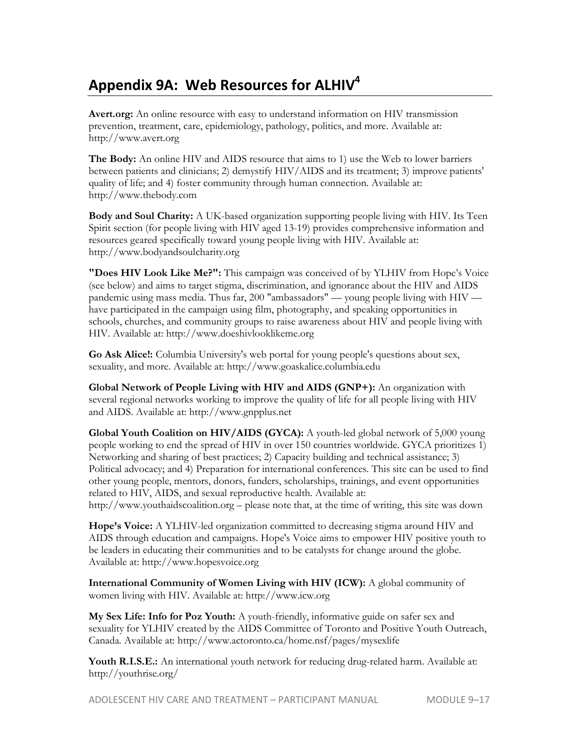## Appendix 9A: Web Resources for ALHIV[4]

**Avert.org:** An online resource with easy to understand information on HIV transmission prevention, treatment, care, epidemiology, pathology, politics, and more. Available at: http://www.avert.org

**The Body:** An online HIV and AIDS resource that aims to 1) use the Web to lower barriers between patients and clinicians; 2) demystify HIV/AIDS and its treatment; 3) improve patients' quality of life; and 4) foster community through human connection. Available at: http://www.thebody.com

**Body and Soul Charity:** A UK-based organization supporting people living with HIV. Its Teen Spirit section (for people living with HIV aged 13-19) provides comprehensive information and resources geared specifically toward young people living with HIV. Available at: http://www.bodyandsoulcharity.org

**"Does HIV Look Like Me?":** This campaign was conceived of by YLHIV from Hope's Voice (see below) and aims to target stigma, discrimination, and ignorance about the HIV and AIDS pandemic using mass media. Thus far, 200 "ambassadors" — young people living with HIV — have participated in the campaign using film, photography, and speaking opportunities in schools, churches, and community groups to raise awareness about HIV and people living with HIV. Available at: http://www.doeshivlooklikeme.org

**Go Ask Alice!:** Columbia University's web portal for young people's questions about sex, sexuality, and more. Available at: http://www.goaskalice.columbia.edu

**Global Network of People Living with HIV and AIDS (GNP+):** An organization with several regional networks working to improve the quality of life for all people living with HIV and AIDS. Available at: http://www.gnpplus.net

**Global Youth Coalition on HIV/AIDS (GYCA):** A youth-led global network of 5,000 young people working to end the spread of HIV in over 150 countries worldwide. GYCA prioritizes 1) Networking and sharing of best practices; 2) Capacity building and technical assistance; 3) Political advocacy; and 4) Preparation for international conferences. This site can be used to find other young people, mentors, donors, funders, scholarships, trainings, and event opportunities related to HIV, AIDS, and sexual reproductive health. Available at: http://www.youthaidscoalition.org – please note that, at the time of writing, this site was down

**Hope's Voice:** A YLHIV-led organization committed to decreasing stigma around HIV and AIDS through education and campaigns. Hope's Voice aims to empower HIV positive youth to be leaders in educating their communities and to be catalysts for change around the globe. Available at: http://www.hopesvoice.org

**International Community of Women Living with HIV (ICW):** A global community of women living with HIV. Available at: http://www.icw.org

**My Sex Life: Info for Poz Youth:** A youth-friendly, informative guide on safer sex and sexuality for YLHIV created by the AIDS Committee of Toronto and Positive Youth Outreach, Canada. Available at: http://www.actoronto.ca/home.nsf/pages/mysexlife

**Youth R.I.S.E.:** An international youth network for reducing drug-related harm. Available at: http://youthrise.org/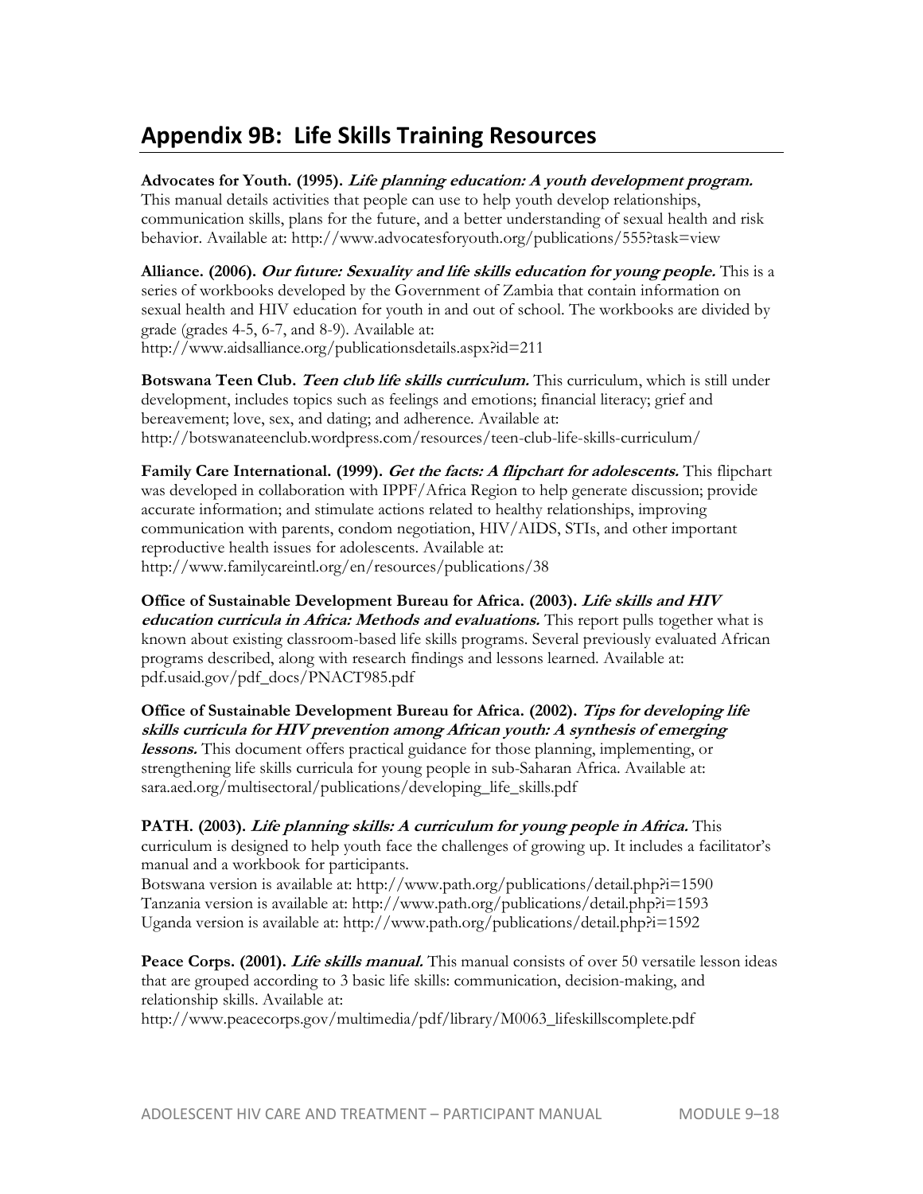## Appendix 9B: Life Skills Training Resources

**Advocates for Youth. (1995).** ***Life planning education: A youth development program.*** This manual details activities that people can use to help youth develop relationships, communication skills, plans for the future, and a better understanding of sexual health and risk behavior. Available at: http://www.advocatesforyouth.org/publications/555?task=view

**Alliance. (2006).** ***Our future: Sexuality and life skills education for young people.*** This is a series of workbooks developed by the Government of Zambia that contain information on sexual health and HIV education for youth in and out of school. The workbooks are divided by grade (grades 4-5, 6-7, and 8-9). Available at: http://www.aidsalliance.org/publicationsdetails.aspx?id=211

**Botswana Teen Club.** ***Teen club life skills curriculum.*** This curriculum, which is still under development, includes topics such as feelings and emotions; financial literacy; grief and bereavement; love, sex, and dating; and adherence. Available at: http://botswanateenclub.wordpress.com/resources/teen-club-life-skills-curriculum/

**Family Care International. (1999).** ***Get the facts: A flipchart for adolescents.*** This flipchart was developed in collaboration with IPPF/Africa Region to help generate discussion; provide accurate information; and stimulate actions related to healthy relationships, improving communication with parents, condom negotiation, HIV/AIDS, STIs, and other important reproductive health issues for adolescents. Available at: http://www.familycareintl.org/en/resources/publications/38

**Office of Sustainable Development Bureau for Africa. (2003).** ***Life skills and HIV education curricula in Africa: Methods and evaluations.*** This report pulls together what is known about existing classroom-based life skills programs. Several previously evaluated African programs described, along with research findings and lessons learned. Available at: pdf.usaid.gov/pdf_docs/PNACT985.pdf

**Office of Sustainable Development Bureau for Africa. (2002).** ***Tips for developing life skills curricula for HIV prevention among African youth: A synthesis of emerging lessons.*** This document offers practical guidance for those planning, implementing, or strengthening life skills curricula for young people in sub-Saharan Africa. Available at: sara.aed.org/multisectoral/publications/developing_life_skills.pdf

**PATH. (2003).** ***Life planning skills: A curriculum for young people in Africa.*** This curriculum is designed to help youth face the challenges of growing up. It includes a facilitator's manual and a workbook for participants.
Botswana version is available at: http://www.path.org/publications/detail.php?i=1590
Tanzania version is available at: http://www.path.org/publications/detail.php?i=1593
Uganda version is available at: http://www.path.org/publications/detail.php?i=1592

**Peace Corps. (2001).** ***Life skills manual.*** This manual consists of over 50 versatile lesson ideas that are grouped according to 3 basic life skills: communication, decision-making, and relationship skills. Available at: http://www.peacecorps.gov/multimedia/pdf/library/M0063_lifeskillscomplete.pdf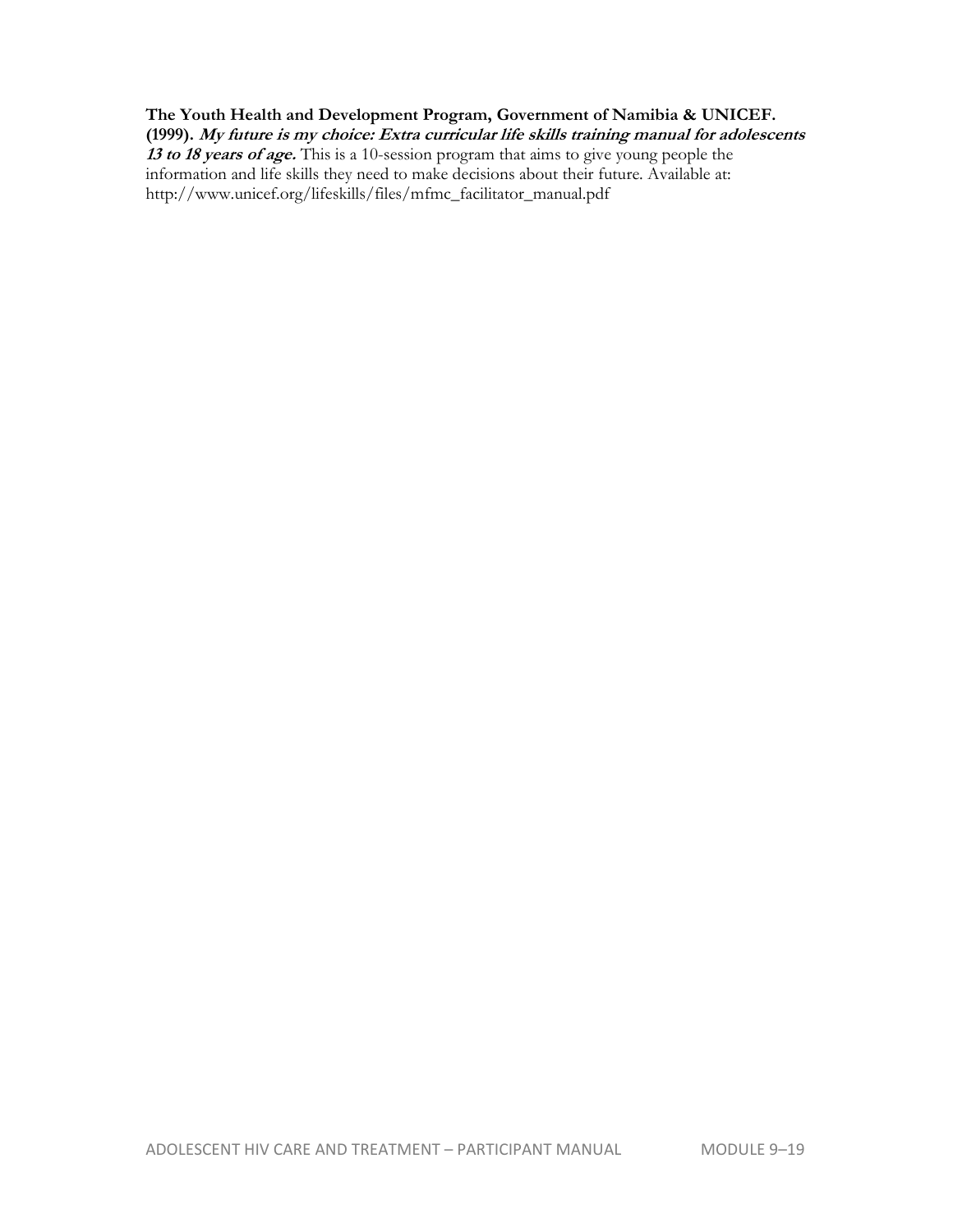**The Youth Health and Development Program, Government of Namibia & UNICEF. (1999).** ***My future is my choice: Extra curricular life skills training manual for adolescents 13 to 18 years of age.*** This is a 10-session program that aims to give young people the information and life skills they need to make decisions about their future. Available at: http://www.unicef.org/lifeskills/files/mfmc_facilitator_manual.pdf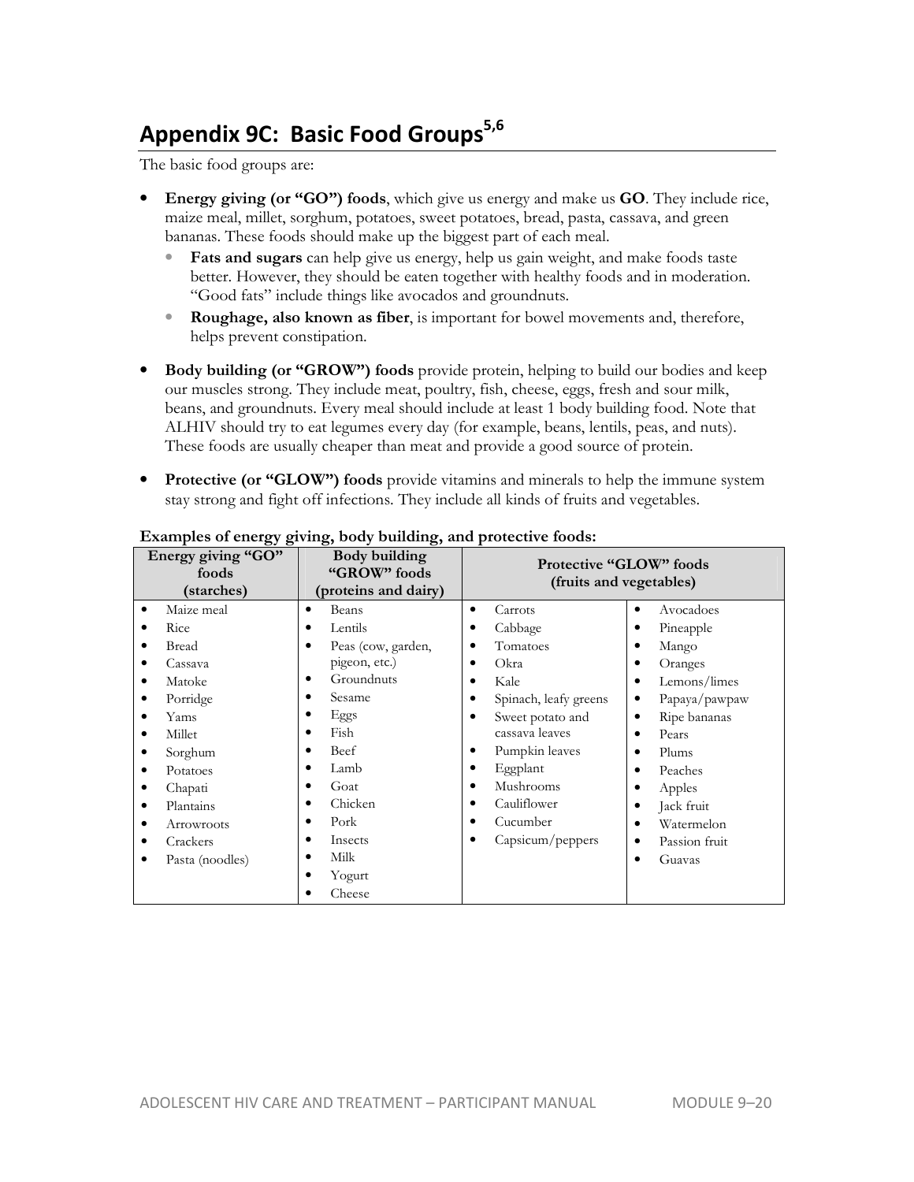## Appendix 9C: Basic Food Groups[5,6]

The basic food groups are:

- **Energy giving (or "GO") foods**, which give us energy and make us **GO**. They include rice, maize meal, millet, sorghum, potatoes, sweet potatoes, bread, pasta, cassava, and green bananas. These foods should make up the biggest part of each meal.
  - **Fats and sugars** can help give us energy, help us gain weight, and make foods taste better. However, they should be eaten together with healthy foods and in moderation. "Good fats" include things like avocados and groundnuts.
  - **Roughage, also known as fiber**, is important for bowel movements and, therefore, helps prevent constipation.
- **Body building (or "GROW") foods** provide protein, helping to build our bodies and keep our muscles strong. They include meat, poultry, fish, cheese, eggs, fresh and sour milk, beans, and groundnuts. Every meal should include at least 1 body building food. Note that ALHIV should try to eat legumes every day (for example, beans, lentils, peas, and nuts). These foods are usually cheaper than meat and provide a good source of protein.
- **Protective (or "GLOW") foods** provide vitamins and minerals to help the immune system stay strong and fight off infections. They include all kinds of fruits and vegetables.

**Examples of energy giving, body building, and protective foods:**

| Energy giving "GO" foods (starches) | Body building "GROW" foods (proteins and dairy) | Protective "GLOW" foods (fruits and vegetables) | |
|---|---|---|---|
| • Maize meal | • Beans | • Carrots | • Avocadoes |
| • Rice | • Lentils | • Cabbage | • Pineapple |
| • Bread | • Peas (cow, garden, pigeon, etc.) | • Tomatoes | • Mango |
| • Cassava | • Groundnuts | • Okra | • Oranges |
| • Matoke | • Sesame | • Kale | • Lemons/limes |
| • Porridge | • Eggs | • Spinach, leafy greens | • Papaya/pawpaw |
| • Yams | • Fish | • Sweet potato and cassava leaves | • Ripe bananas |
| • Millet | • Beef | • Pumpkin leaves | • Pears |
| • Sorghum | • Lamb | • Eggplant | • Plums |
| • Potatoes | • Goat | • Mushrooms | • Peaches |
| • Chapati | • Chicken | • Cauliflower | • Apples |
| • Plantains | • Pork | • Cucumber | • Jack fruit |
| • Arrowroots | • Insects | • Capsicum/peppers | • Watermelon |
| • Crackers | • Milk | | • Passion fruit |
| • Pasta (noodles) | • Yogurt | | • Guavas |
| | • Cheese | | |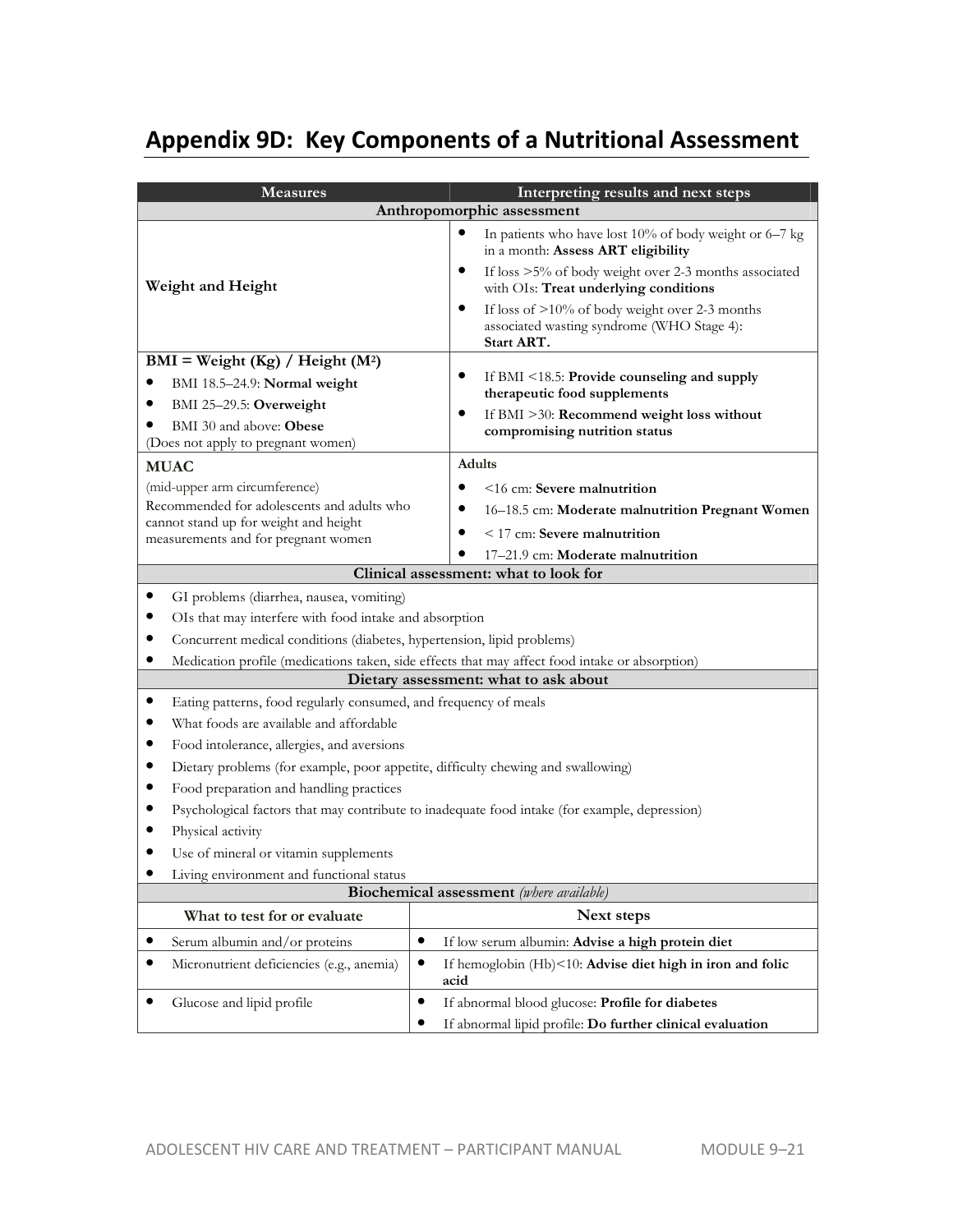## Appendix 9D: Key Components of a Nutritional Assessment

| Measures | Interpreting results and next steps |
|---|---|
| **Anthropomorphic assessment** | |
| **Weight and Height** | • In patients who have lost 10% of body weight or 6–7 kg in a month: **Assess ART eligibility**<br>• If loss >5% of body weight over 2-3 months associated with OIs: **Treat underlying conditions**<br>• If loss of >10% of body weight over 2-3 months associated wasting syndrome (WHO Stage 4): **Start ART.** |
| **BMI = Weight (Kg) / Height (M²)**<br>• BMI 18.5–24.9: **Normal weight**<br>• BMI 25–29.5: **Overweight**<br>• BMI 30 and above: **Obese**<br>(Does not apply to pregnant women) | • If BMI <18.5: **Provide counseling and supply therapeutic food supplements**<br>• If BMI >30: **Recommend weight loss without compromising nutrition status** |
| **MUAC**<br>(mid-upper arm circumference)<br>Recommended for adolescents and adults who cannot stand up for weight and height measurements and for pregnant women | **Adults**<br>• <16 cm: **Severe malnutrition**<br>• 16–18.5 cm: **Moderate malnutrition Pregnant Women**<br>• < 17 cm: **Severe malnutrition**<br>• 17–21.9 cm: **Moderate malnutrition** |
| **Clinical assessment: what to look for** | |
| • GI problems (diarrhea, nausea, vomiting)<br>• OIs that may interfere with food intake and absorption<br>• Concurrent medical conditions (diabetes, hypertension, lipid problems)<br>• Medication profile (medications taken, side effects that may affect food intake or absorption) | |
| **Dietary assessment: what to ask about** | |
| • Eating patterns, food regularly consumed, and frequency of meals<br>• What foods are available and affordable<br>• Food intolerance, allergies, and aversions<br>• Dietary problems (for example, poor appetite, difficulty chewing and swallowing)<br>• Food preparation and handling practices<br>• Psychological factors that may contribute to inadequate food intake (for example, depression)<br>• Physical activity<br>• Use of mineral or vitamin supplements<br>• Living environment and functional status | |
| **Biochemical assessment** *(where available)* | |
| **What to test for or evaluate** | **Next steps** |
| • Serum albumin and/or proteins | • If low serum albumin: **Advise a high protein diet** |
| • Micronutrient deficiencies (e.g., anemia) | • If hemoglobin (Hb)<10: **Advise diet high in iron and folic acid** |
| • Glucose and lipid profile | • If abnormal blood glucose: **Profile for diabetes**<br>• If abnormal lipid profile: **Do further clinical evaluation** |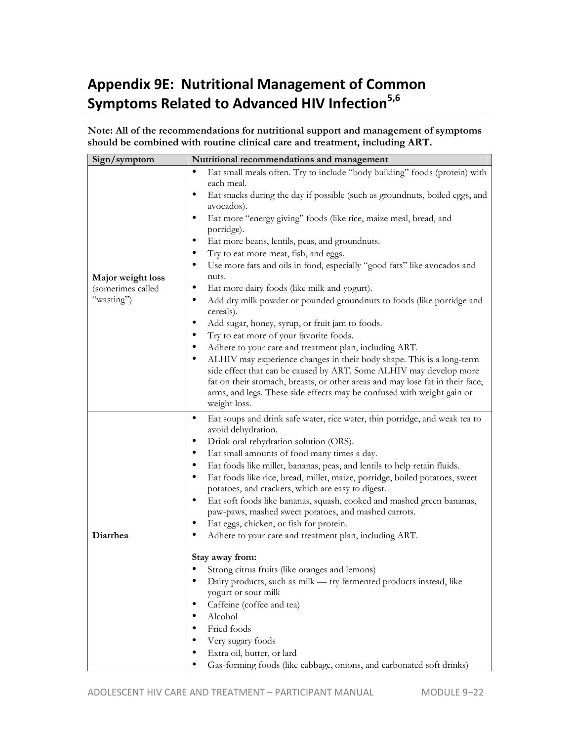# Appendix 9E: Nutritional Management of Common Symptoms Related to Advanced HIV Infection[5,6]

**Note: All of the recommendations for nutritional support and management of symptoms should be combined with routine clinical care and treatment, including ART.**

| Sign/symptom | Nutritional recommendations and management |
|---|---|
| **Major weight loss** (sometimes called "wasting") | • Eat small meals often. Try to include "body building" foods (protein) with each meal.<br>• Eat snacks during the day if possible (such as groundnuts, boiled eggs, and avocados).<br>• Eat more "energy giving" foods (like rice, maize meal, bread, and porridge).<br>• Eat more beans, lentils, peas, and groundnuts.<br>• Try to eat more meat, fish, and eggs.<br>• Use more fats and oils in food, especially "good fats" like avocados and nuts.<br>• Eat more dairy foods (like milk and yogurt).<br>• Add dry milk powder or pounded groundnuts to foods (like porridge and cereals).<br>• Add sugar, honey, syrup, or fruit jam to foods.<br>• Try to eat more of your favorite foods.<br>• Adhere to your care and treatment plan, including ART.<br>• ALHIV may experience changes in their body shape. This is a long-term side effect that can be caused by ART. Some ALHIV may develop more fat on their stomach, breasts, or other areas and may lose fat in their face, arms, and legs. These side effects may be confused with weight gain or weight loss. |
| **Diarrhea** | • Eat soups and drink safe water, rice water, thin porridge, and weak tea to avoid dehydration.<br>• Drink oral rehydration solution (ORS).<br>• Eat small amounts of food many times a day.<br>• Eat foods like millet, bananas, peas, and lentils to help retain fluids.<br>• Eat foods like rice, bread, millet, maize, porridge, boiled potatoes, sweet potatoes, and crackers, which are easy to digest.<br>• Eat soft foods like bananas, squash, cooked and mashed green bananas, paw-paws, mashed sweet potatoes, and mashed carrots.<br>• Eat eggs, chicken, or fish for protein.<br>• Adhere to your care and treatment plan, including ART.<br><br>**Stay away from:**<br>• Strong citrus fruits (like oranges and lemons)<br>• Dairy products, such as milk — try fermented products instead, like yogurt or sour milk<br>• Caffeine (coffee and tea)<br>• Alcohol<br>• Fried foods<br>• Very sugary foods<br>• Extra oil, butter, or lard<br>• Gas-forming foods (like cabbage, onions, and carbonated soft drinks) |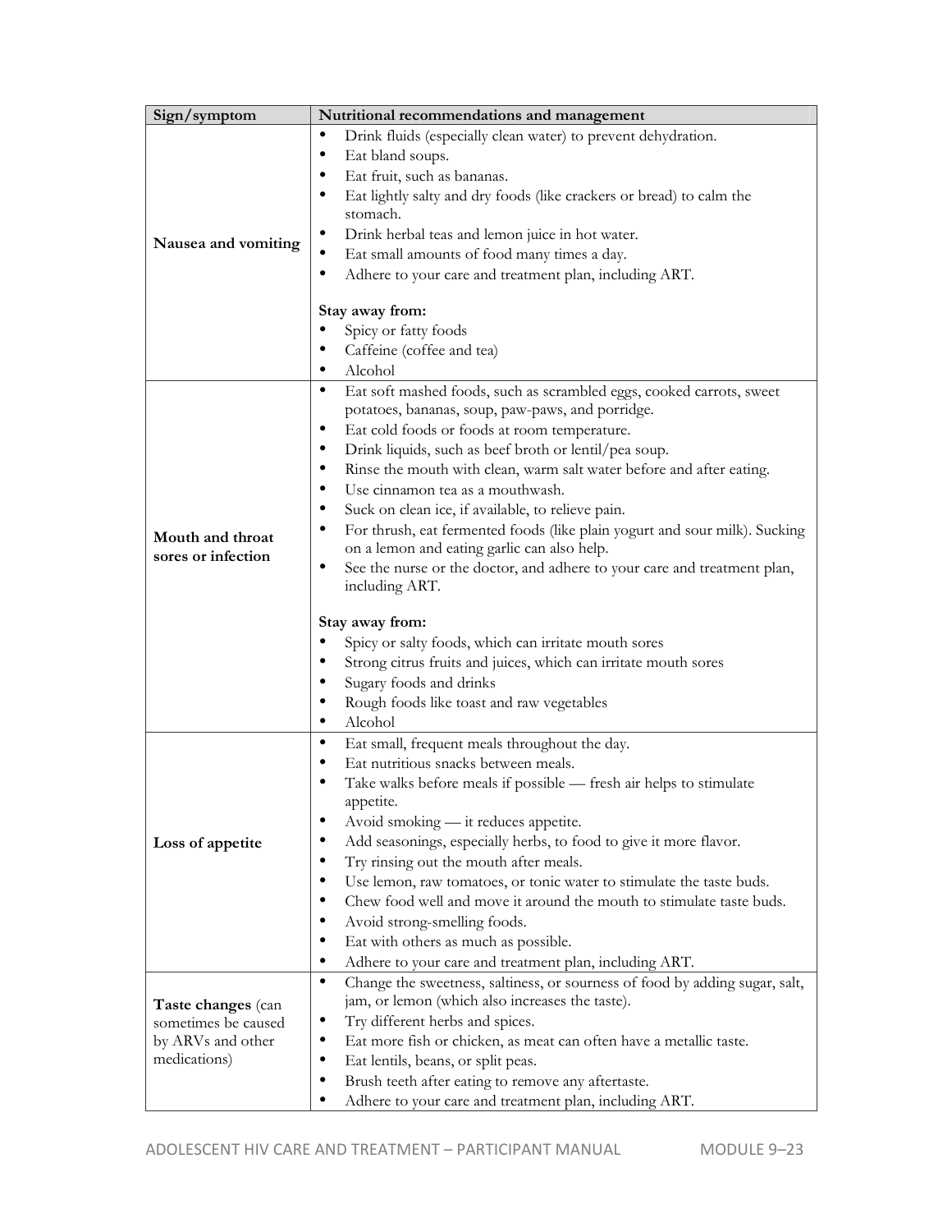| Sign/symptom | Nutritional recommendations and management |
| --- | --- |
| **Nausea and vomiting** | • Drink fluids (especially clean water) to prevent dehydration.<br>• Eat bland soups.<br>• Eat fruit, such as bananas.<br>• Eat lightly salty and dry foods (like crackers or bread) to calm the stomach.<br>• Drink herbal teas and lemon juice in hot water.<br>• Eat small amounts of food many times a day.<br>• Adhere to your care and treatment plan, including ART.<br><br>**Stay away from:**<br>• Spicy or fatty foods<br>• Caffeine (coffee and tea)<br>• Alcohol |
| **Mouth and throat sores or infection** | • Eat soft mashed foods, such as scrambled eggs, cooked carrots, sweet potatoes, bananas, soup, paw-paws, and porridge.<br>• Eat cold foods or foods at room temperature.<br>• Drink liquids, such as beef broth or lentil/pea soup.<br>• Rinse the mouth with clean, warm salt water before and after eating.<br>• Use cinnamon tea as a mouthwash.<br>• Suck on clean ice, if available, to relieve pain.<br>• For thrush, eat fermented foods (like plain yogurt and sour milk). Sucking on a lemon and eating garlic can also help.<br>• See the nurse or the doctor, and adhere to your care and treatment plan, including ART.<br><br>**Stay away from:**<br>• Spicy or salty foods, which can irritate mouth sores<br>• Strong citrus fruits and juices, which can irritate mouth sores<br>• Sugary foods and drinks<br>• Rough foods like toast and raw vegetables<br>• Alcohol |
| **Loss of appetite** | • Eat small, frequent meals throughout the day.<br>• Eat nutritious snacks between meals.<br>• Take walks before meals if possible — fresh air helps to stimulate appetite.<br>• Avoid smoking — it reduces appetite.<br>• Add seasonings, especially herbs, to food to give it more flavor.<br>• Try rinsing out the mouth after meals.<br>• Use lemon, raw tomatoes, or tonic water to stimulate the taste buds.<br>• Chew food well and move it around the mouth to stimulate taste buds.<br>• Avoid strong-smelling foods.<br>• Eat with others as much as possible.<br>• Adhere to your care and treatment plan, including ART. |
| **Taste changes** (can sometimes be caused by ARVs and other medications) | • Change the sweetness, saltiness, or sourness of food by adding sugar, salt, jam, or lemon (which also increases the taste).<br>• Try different herbs and spices.<br>• Eat more fish or chicken, as meat can often have a metallic taste.<br>• Eat lentils, beans, or split peas.<br>• Brush teeth after eating to remove any aftertaste.<br>• Adhere to your care and treatment plan, including ART. |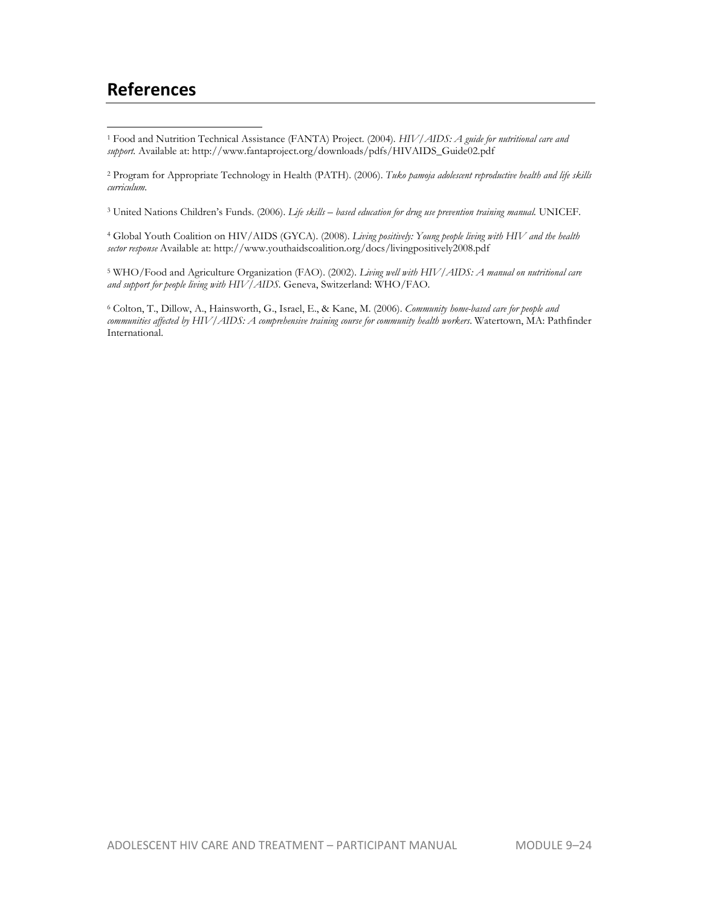## References

[1] Food and Nutrition Technical Assistance (FANTA) Project. (2004). *HIV/AIDS: A guide for nutritional care and support.* Available at: http://www.fantaproject.org/downloads/pdfs/HIVAIDS_Guide02.pdf

[2] Program for Appropriate Technology in Health (PATH). (2006). *Tuko pamoja adolescent reproductive health and life skills curriculum.*

[3] United Nations Children's Funds. (2006). *Life skills – based education for drug use prevention training manual.* UNICEF.

[4] Global Youth Coalition on HIV/AIDS (GYCA). (2008). *Living positively: Young people living with HIV and the health sector response* Available at: http://www.youthaidscoalition.org/docs/livingpositively2008.pdf

[5] WHO/Food and Agriculture Organization (FAO). (2002). *Living well with HIV/AIDS: A manual on nutritional care and support for people living with HIV/AIDS.* Geneva, Switzerland: WHO/FAO.

[6] Colton, T., Dillow, A., Hainsworth, G., Israel, E., & Kane, M. (2006). *Community home-based care for people and communities affected by HIV/AIDS: A comprehensive training course for community health workers.* Watertown, MA: Pathfinder International.